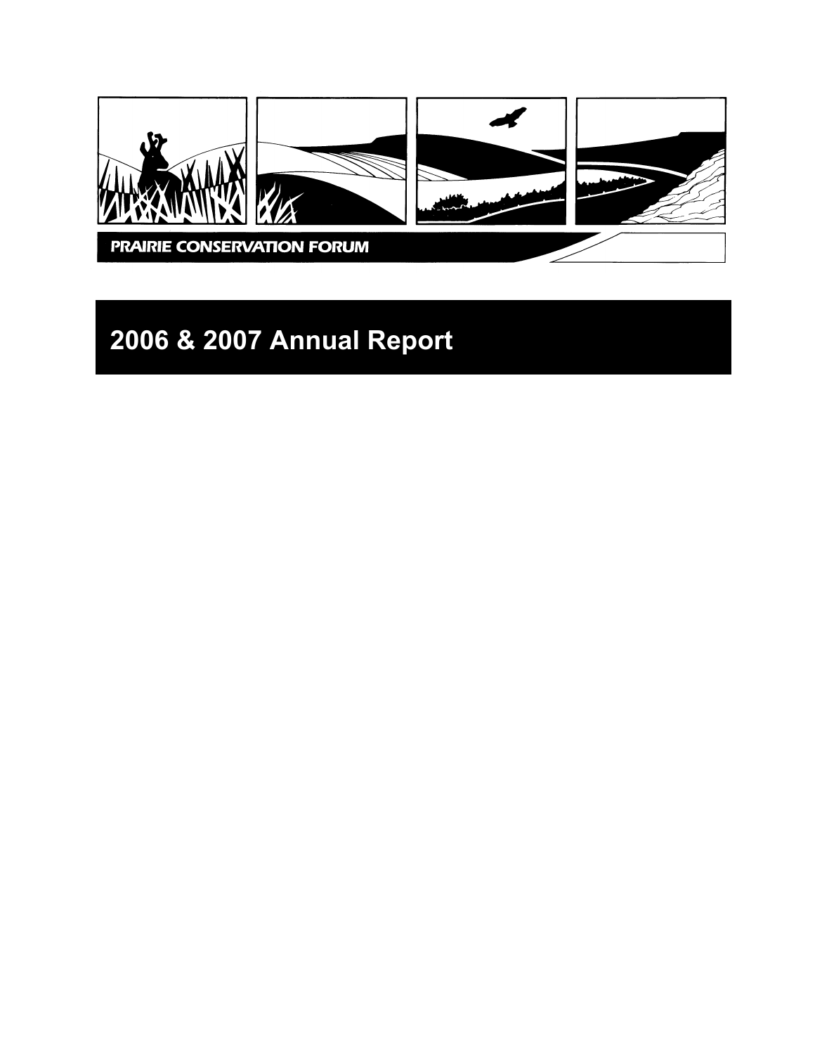PRAIRIE CONSERVATION FORUM

# 2006 & 2007 Annual Report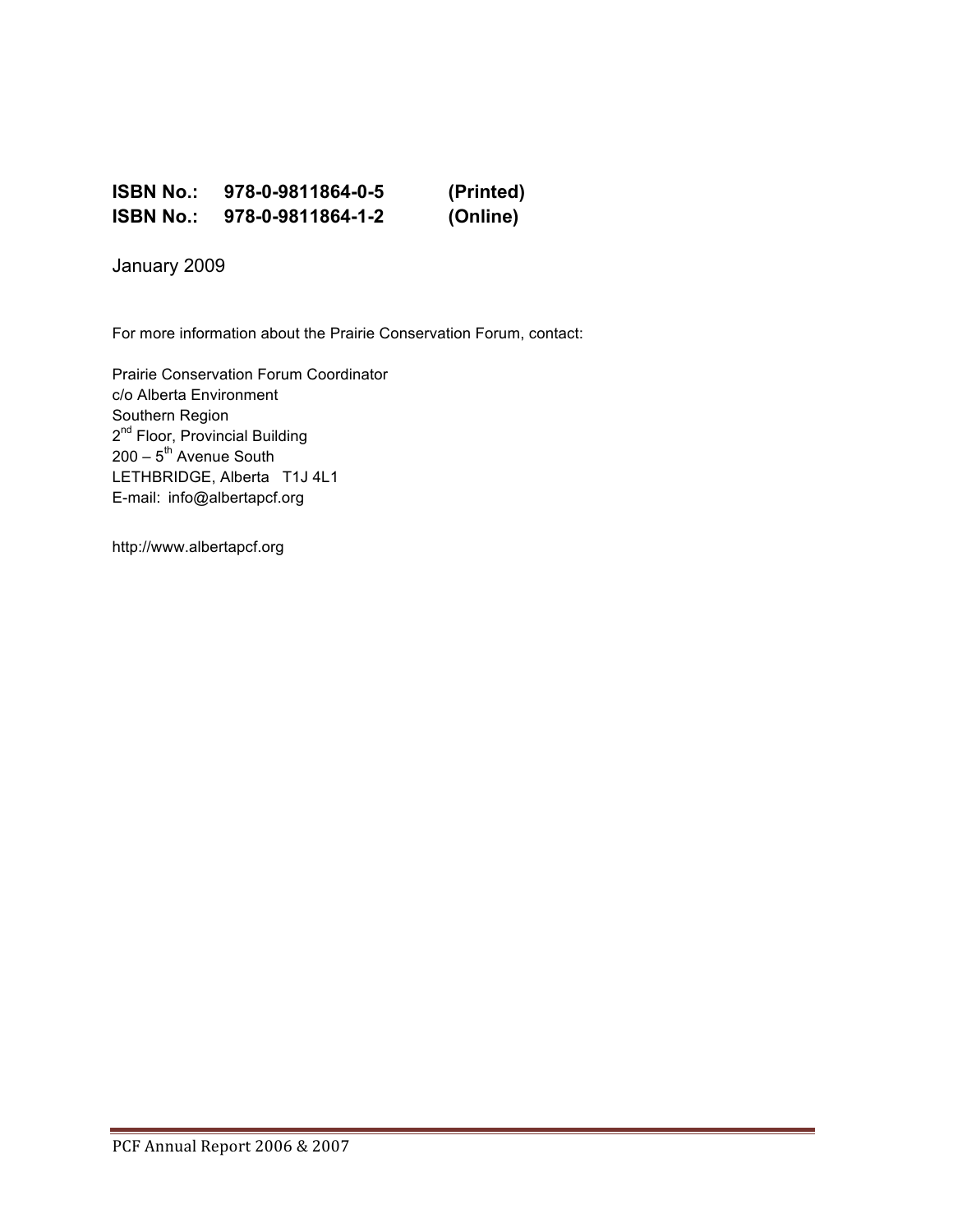**ISBN No.: 978-0-9811864-0-5 (Printed)**
**ISBN No.: 978-0-9811864-1-2 (Online)**

January 2009

For more information about the Prairie Conservation Forum, contact:

Prairie Conservation Forum Coordinator
c/o Alberta Environment
Southern Region
2nd Floor, Provincial Building
200 – 5th Avenue South
LETHBRIDGE, Alberta T1J 4L1
E-mail: info@albertapcf.org

http://www.albertapcf.org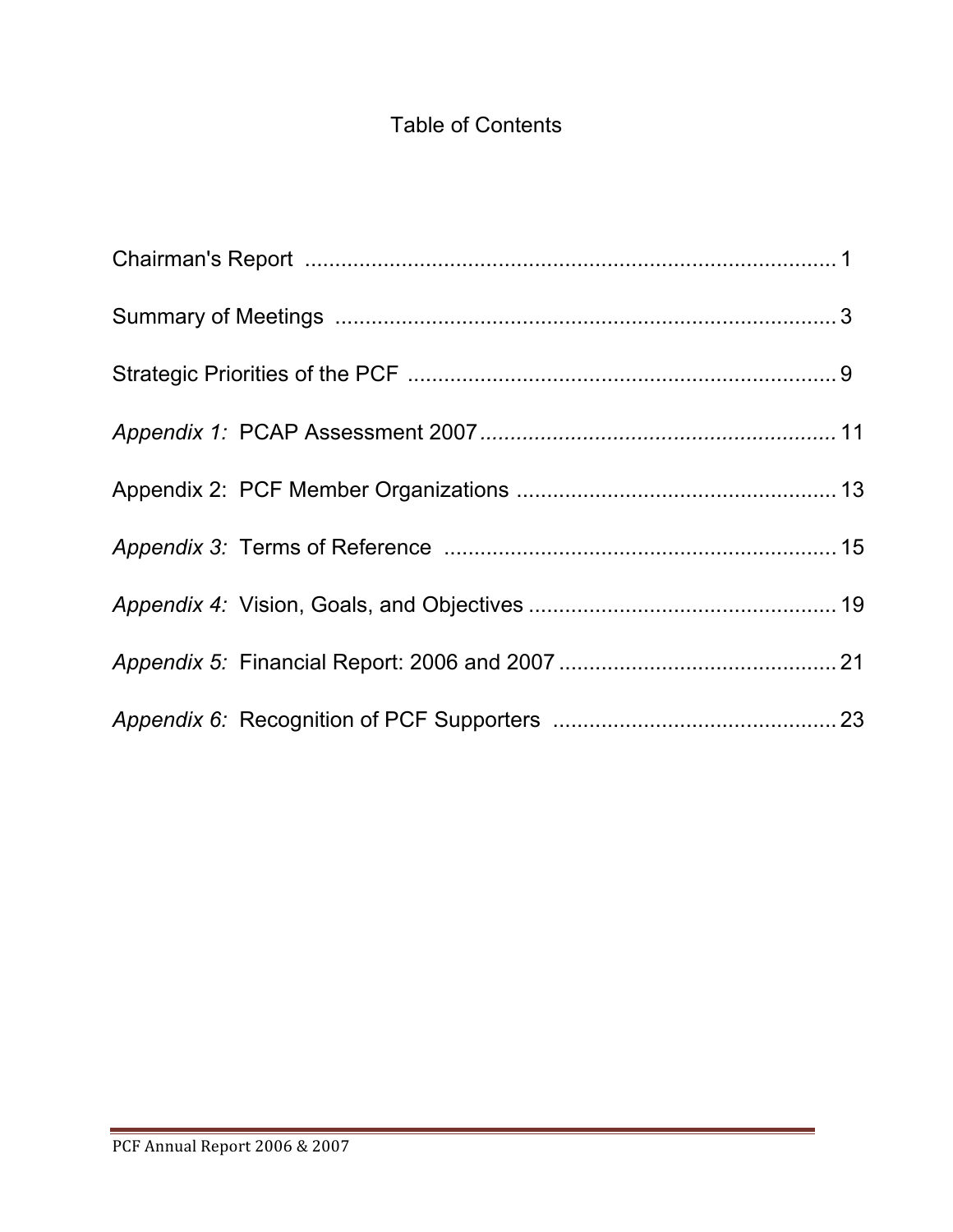# Table of Contents

Chairman's Report ........................................................................................ 1

Summary of Meetings .................................................................................... 3

Strategic Priorities of the PCF ........................................................................ 9

*Appendix 1:* PCAP Assessment 2007 ............................................................ 11

Appendix 2: PCF Member Organizations ...................................................... 13

*Appendix 3:* Terms of Reference ................................................................. 15

*Appendix 4:* Vision, Goals, and Objectives .................................................... 19

*Appendix 5:* Financial Report: 2006 and 2007 ............................................... 21

*Appendix 6:* Recognition of PCF Supporters ................................................ 23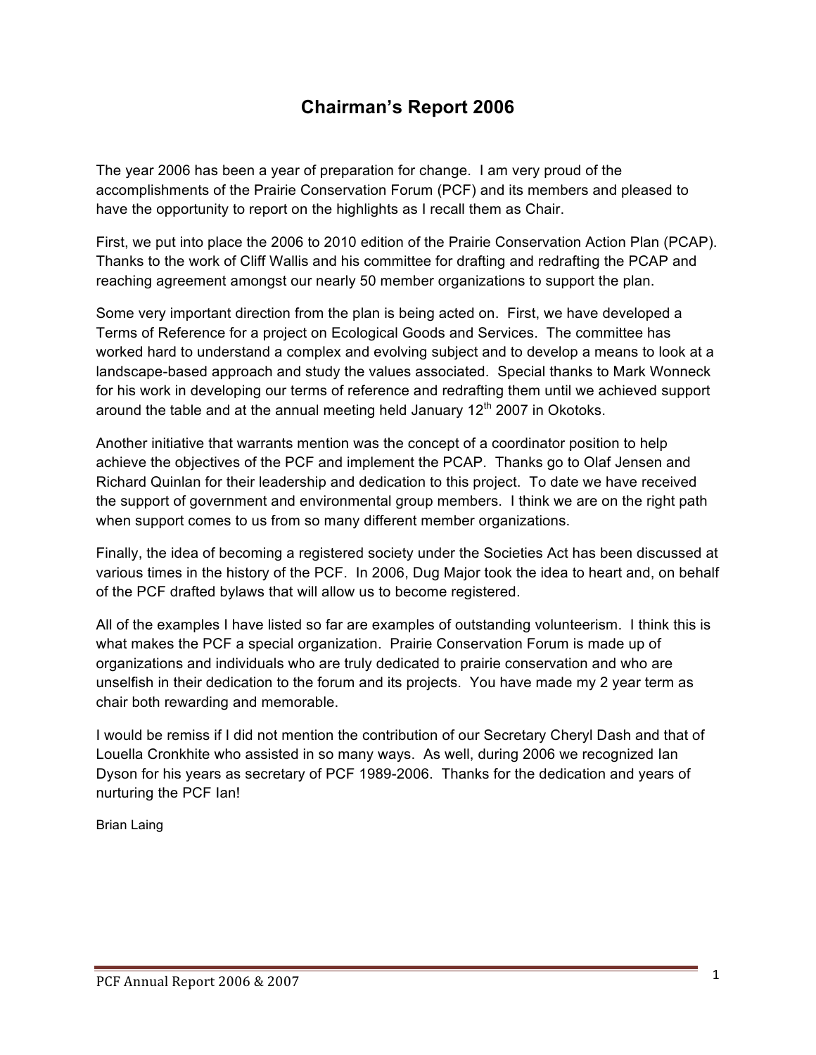# Chairman's Report 2006

The year 2006 has been a year of preparation for change. I am very proud of the accomplishments of the Prairie Conservation Forum (PCF) and its members and pleased to have the opportunity to report on the highlights as I recall them as Chair.

First, we put into place the 2006 to 2010 edition of the Prairie Conservation Action Plan (PCAP). Thanks to the work of Cliff Wallis and his committee for drafting and redrafting the PCAP and reaching agreement amongst our nearly 50 member organizations to support the plan.

Some very important direction from the plan is being acted on. First, we have developed a Terms of Reference for a project on Ecological Goods and Services. The committee has worked hard to understand a complex and evolving subject and to develop a means to look at a landscape-based approach and study the values associated. Special thanks to Mark Wonneck for his work in developing our terms of reference and redrafting them until we achieved support around the table and at the annual meeting held January 12th 2007 in Okotoks.

Another initiative that warrants mention was the concept of a coordinator position to help achieve the objectives of the PCF and implement the PCAP. Thanks go to Olaf Jensen and Richard Quinlan for their leadership and dedication to this project. To date we have received the support of government and environmental group members. I think we are on the right path when support comes to us from so many different member organizations.

Finally, the idea of becoming a registered society under the Societies Act has been discussed at various times in the history of the PCF. In 2006, Dug Major took the idea to heart and, on behalf of the PCF drafted bylaws that will allow us to become registered.

All of the examples I have listed so far are examples of outstanding volunteerism. I think this is what makes the PCF a special organization. Prairie Conservation Forum is made up of organizations and individuals who are truly dedicated to prairie conservation and who are unselfish in their dedication to the forum and its projects. You have made my 2 year term as chair both rewarding and memorable.

I would be remiss if I did not mention the contribution of our Secretary Cheryl Dash and that of Louella Cronkhite who assisted in so many ways. As well, during 2006 we recognized Ian Dyson for his years as secretary of PCF 1989-2006. Thanks for the dedication and years of nurturing the PCF Ian!

Brian Laing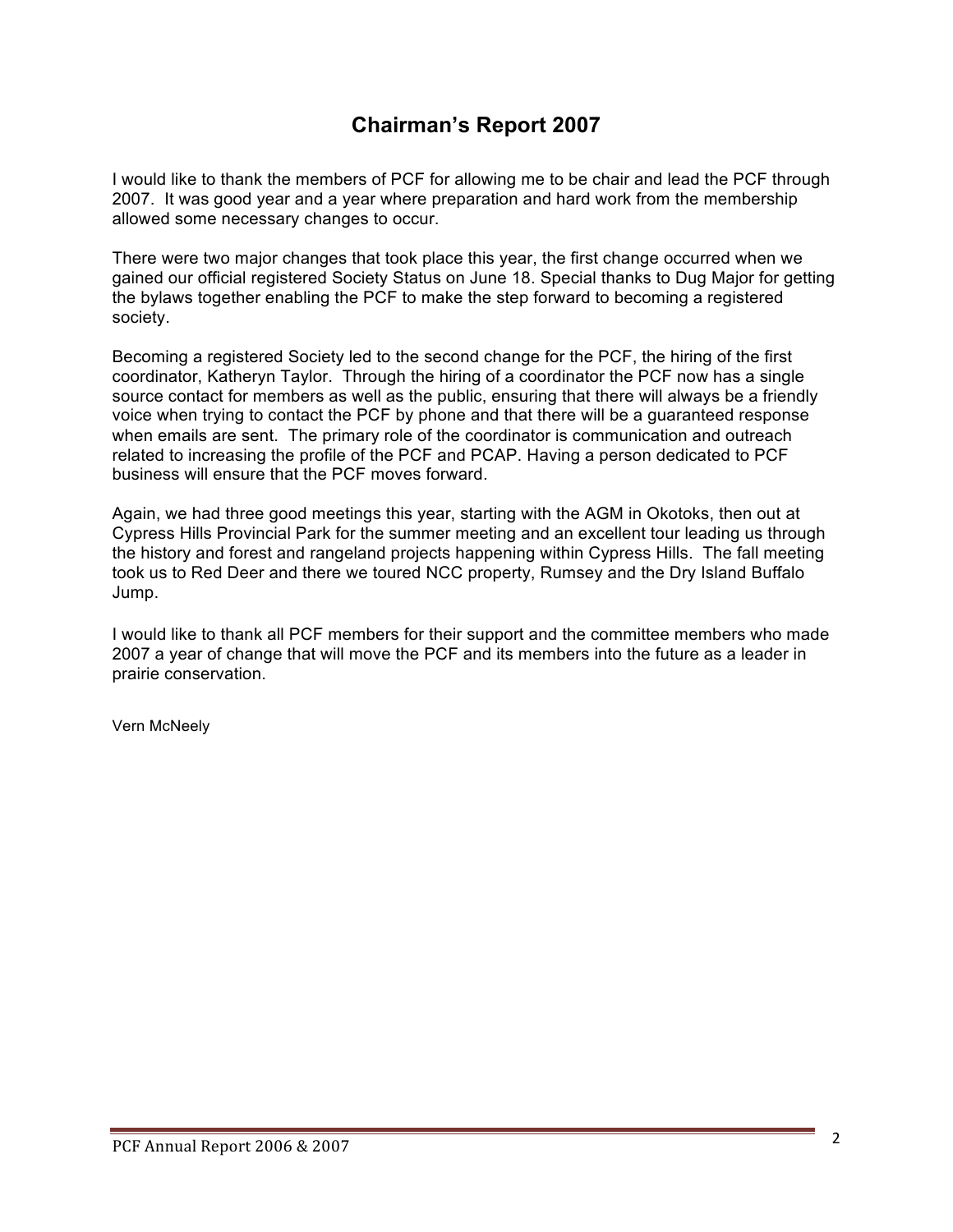# Chairman's Report 2007

I would like to thank the members of PCF for allowing me to be chair and lead the PCF through 2007. It was good year and a year where preparation and hard work from the membership allowed some necessary changes to occur.

There were two major changes that took place this year, the first change occurred when we gained our official registered Society Status on June 18. Special thanks to Dug Major for getting the bylaws together enabling the PCF to make the step forward to becoming a registered society.

Becoming a registered Society led to the second change for the PCF, the hiring of the first coordinator, Katheryn Taylor. Through the hiring of a coordinator the PCF now has a single source contact for members as well as the public, ensuring that there will always be a friendly voice when trying to contact the PCF by phone and that there will be a guaranteed response when emails are sent. The primary role of the coordinator is communication and outreach related to increasing the profile of the PCF and PCAP. Having a person dedicated to PCF business will ensure that the PCF moves forward.

Again, we had three good meetings this year, starting with the AGM in Okotoks, then out at Cypress Hills Provincial Park for the summer meeting and an excellent tour leading us through the history and forest and rangeland projects happening within Cypress Hills. The fall meeting took us to Red Deer and there we toured NCC property, Rumsey and the Dry Island Buffalo Jump.

I would like to thank all PCF members for their support and the committee members who made 2007 a year of change that will move the PCF and its members into the future as a leader in prairie conservation.

Vern McNeely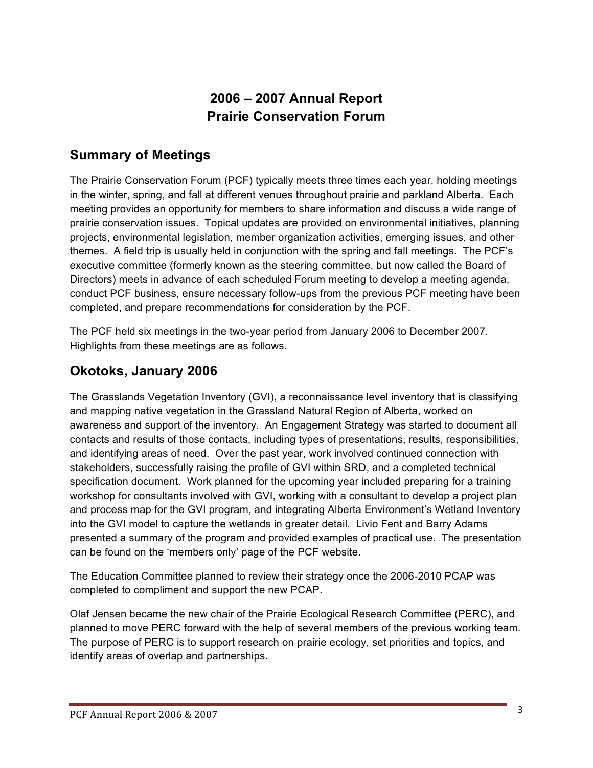# 2006 – 2007 Annual Report
# Prairie Conservation Forum

## Summary of Meetings

The Prairie Conservation Forum (PCF) typically meets three times each year, holding meetings in the winter, spring, and fall at different venues throughout prairie and parkland Alberta. Each meeting provides an opportunity for members to share information and discuss a wide range of prairie conservation issues. Topical updates are provided on environmental initiatives, planning projects, environmental legislation, member organization activities, emerging issues, and other themes. A field trip is usually held in conjunction with the spring and fall meetings. The PCF's executive committee (formerly known as the steering committee, but now called the Board of Directors) meets in advance of each scheduled Forum meeting to develop a meeting agenda, conduct PCF business, ensure necessary follow-ups from the previous PCF meeting have been completed, and prepare recommendations for consideration by the PCF.

The PCF held six meetings in the two-year period from January 2006 to December 2007. Highlights from these meetings are as follows.

## Okotoks, January 2006

The Grasslands Vegetation Inventory (GVI), a reconnaissance level inventory that is classifying and mapping native vegetation in the Grassland Natural Region of Alberta, worked on awareness and support of the inventory. An Engagement Strategy was started to document all contacts and results of those contacts, including types of presentations, results, responsibilities, and identifying areas of need. Over the past year, work involved continued connection with stakeholders, successfully raising the profile of GVI within SRD, and a completed technical specification document. Work planned for the upcoming year included preparing for a training workshop for consultants involved with GVI, working with a consultant to develop a project plan and process map for the GVI program, and integrating Alberta Environment's Wetland Inventory into the GVI model to capture the wetlands in greater detail. Livio Fent and Barry Adams presented a summary of the program and provided examples of practical use. The presentation can be found on the 'members only' page of the PCF website.

The Education Committee planned to review their strategy once the 2006-2010 PCAP was completed to compliment and support the new PCAP.

Olaf Jensen became the new chair of the Prairie Ecological Research Committee (PERC), and planned to move PERC forward with the help of several members of the previous working team. The purpose of PERC is to support research on prairie ecology, set priorities and topics, and identify areas of overlap and partnerships.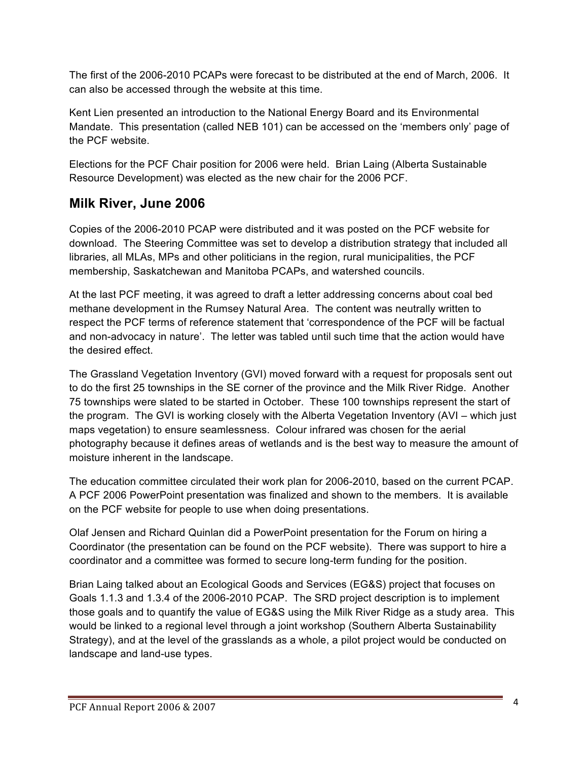The first of the 2006-2010 PCAPs were forecast to be distributed at the end of March, 2006. It can also be accessed through the website at this time.

Kent Lien presented an introduction to the National Energy Board and its Environmental Mandate. This presentation (called NEB 101) can be accessed on the 'members only' page of the PCF website.

Elections for the PCF Chair position for 2006 were held. Brian Laing (Alberta Sustainable Resource Development) was elected as the new chair for the 2006 PCF.

## Milk River, June 2006

Copies of the 2006-2010 PCAP were distributed and it was posted on the PCF website for download. The Steering Committee was set to develop a distribution strategy that included all libraries, all MLAs, MPs and other politicians in the region, rural municipalities, the PCF membership, Saskatchewan and Manitoba PCAPs, and watershed councils.

At the last PCF meeting, it was agreed to draft a letter addressing concerns about coal bed methane development in the Rumsey Natural Area. The content was neutrally written to respect the PCF terms of reference statement that 'correspondence of the PCF will be factual and non-advocacy in nature'. The letter was tabled until such time that the action would have the desired effect.

The Grassland Vegetation Inventory (GVI) moved forward with a request for proposals sent out to do the first 25 townships in the SE corner of the province and the Milk River Ridge. Another 75 townships were slated to be started in October. These 100 townships represent the start of the program. The GVI is working closely with the Alberta Vegetation Inventory (AVI – which just maps vegetation) to ensure seamlessness. Colour infrared was chosen for the aerial photography because it defines areas of wetlands and is the best way to measure the amount of moisture inherent in the landscape.

The education committee circulated their work plan for 2006-2010, based on the current PCAP. A PCF 2006 PowerPoint presentation was finalized and shown to the members. It is available on the PCF website for people to use when doing presentations.

Olaf Jensen and Richard Quinlan did a PowerPoint presentation for the Forum on hiring a Coordinator (the presentation can be found on the PCF website). There was support to hire a coordinator and a committee was formed to secure long-term funding for the position.

Brian Laing talked about an Ecological Goods and Services (EG&S) project that focuses on Goals 1.1.3 and 1.3.4 of the 2006-2010 PCAP. The SRD project description is to implement those goals and to quantify the value of EG&S using the Milk River Ridge as a study area. This would be linked to a regional level through a joint workshop (Southern Alberta Sustainability Strategy), and at the level of the grasslands as a whole, a pilot project would be conducted on landscape and land-use types.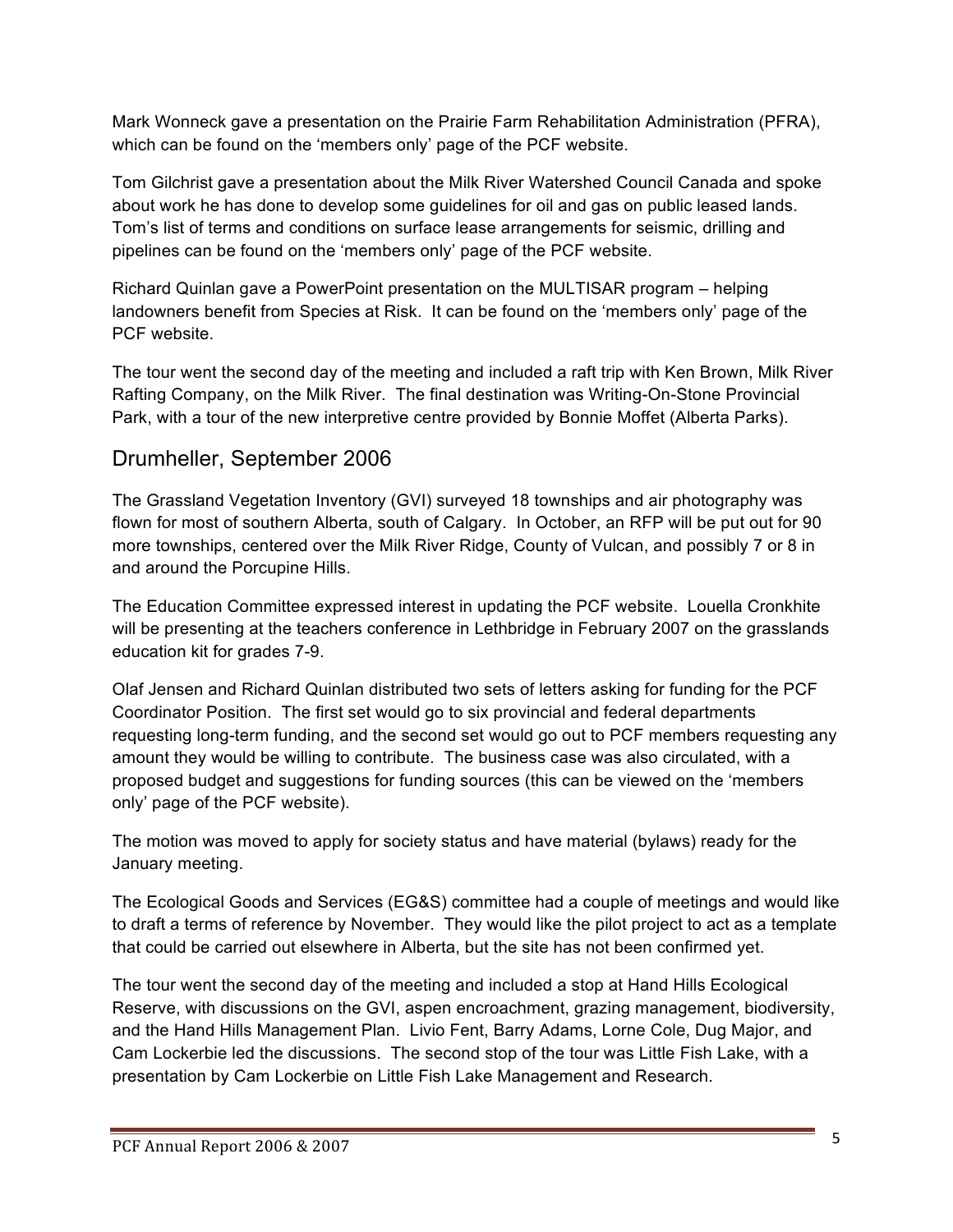Mark Wonneck gave a presentation on the Prairie Farm Rehabilitation Administration (PFRA), which can be found on the 'members only' page of the PCF website.

Tom Gilchrist gave a presentation about the Milk River Watershed Council Canada and spoke about work he has done to develop some guidelines for oil and gas on public leased lands. Tom's list of terms and conditions on surface lease arrangements for seismic, drilling and pipelines can be found on the 'members only' page of the PCF website.

Richard Quinlan gave a PowerPoint presentation on the MULTISAR program – helping landowners benefit from Species at Risk. It can be found on the 'members only' page of the PCF website.

The tour went the second day of the meeting and included a raft trip with Ken Brown, Milk River Rafting Company, on the Milk River. The final destination was Writing-On-Stone Provincial Park, with a tour of the new interpretive centre provided by Bonnie Moffet (Alberta Parks).

## Drumheller, September 2006

The Grassland Vegetation Inventory (GVI) surveyed 18 townships and air photography was flown for most of southern Alberta, south of Calgary. In October, an RFP will be put out for 90 more townships, centered over the Milk River Ridge, County of Vulcan, and possibly 7 or 8 in and around the Porcupine Hills.

The Education Committee expressed interest in updating the PCF website. Louella Cronkhite will be presenting at the teachers conference in Lethbridge in February 2007 on the grasslands education kit for grades 7-9.

Olaf Jensen and Richard Quinlan distributed two sets of letters asking for funding for the PCF Coordinator Position. The first set would go to six provincial and federal departments requesting long-term funding, and the second set would go out to PCF members requesting any amount they would be willing to contribute. The business case was also circulated, with a proposed budget and suggestions for funding sources (this can be viewed on the 'members only' page of the PCF website).

The motion was moved to apply for society status and have material (bylaws) ready for the January meeting.

The Ecological Goods and Services (EG&S) committee had a couple of meetings and would like to draft a terms of reference by November. They would like the pilot project to act as a template that could be carried out elsewhere in Alberta, but the site has not been confirmed yet.

The tour went the second day of the meeting and included a stop at Hand Hills Ecological Reserve, with discussions on the GVI, aspen encroachment, grazing management, biodiversity, and the Hand Hills Management Plan. Livio Fent, Barry Adams, Lorne Cole, Dug Major, and Cam Lockerbie led the discussions. The second stop of the tour was Little Fish Lake, with a presentation by Cam Lockerbie on Little Fish Lake Management and Research.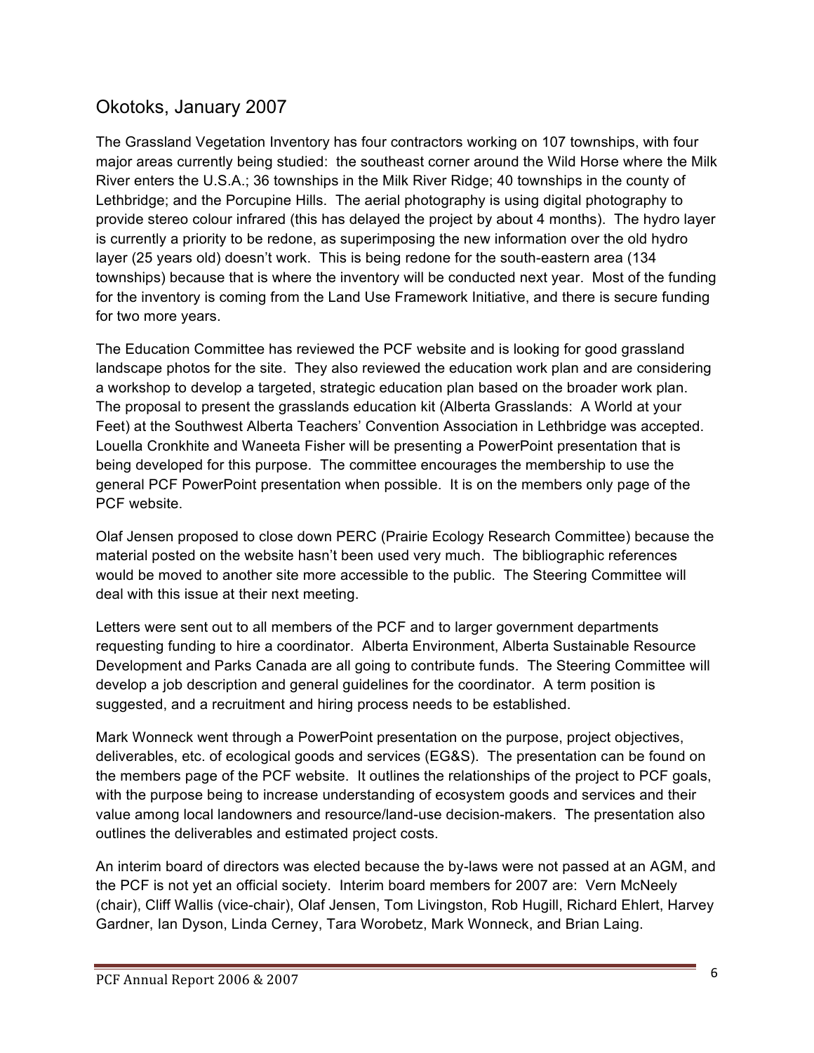## Okotoks, January 2007

The Grassland Vegetation Inventory has four contractors working on 107 townships, with four major areas currently being studied: the southeast corner around the Wild Horse where the Milk River enters the U.S.A.; 36 townships in the Milk River Ridge; 40 townships in the county of Lethbridge; and the Porcupine Hills. The aerial photography is using digital photography to provide stereo colour infrared (this has delayed the project by about 4 months). The hydro layer is currently a priority to be redone, as superimposing the new information over the old hydro layer (25 years old) doesn't work. This is being redone for the south-eastern area (134 townships) because that is where the inventory will be conducted next year. Most of the funding for the inventory is coming from the Land Use Framework Initiative, and there is secure funding for two more years.

The Education Committee has reviewed the PCF website and is looking for good grassland landscape photos for the site. They also reviewed the education work plan and are considering a workshop to develop a targeted, strategic education plan based on the broader work plan. The proposal to present the grasslands education kit (Alberta Grasslands: A World at your Feet) at the Southwest Alberta Teachers' Convention Association in Lethbridge was accepted. Louella Cronkhite and Waneeta Fisher will be presenting a PowerPoint presentation that is being developed for this purpose. The committee encourages the membership to use the general PCF PowerPoint presentation when possible. It is on the members only page of the PCF website.

Olaf Jensen proposed to close down PERC (Prairie Ecology Research Committee) because the material posted on the website hasn't been used very much. The bibliographic references would be moved to another site more accessible to the public. The Steering Committee will deal with this issue at their next meeting.

Letters were sent out to all members of the PCF and to larger government departments requesting funding to hire a coordinator. Alberta Environment, Alberta Sustainable Resource Development and Parks Canada are all going to contribute funds. The Steering Committee will develop a job description and general guidelines for the coordinator. A term position is suggested, and a recruitment and hiring process needs to be established.

Mark Wonneck went through a PowerPoint presentation on the purpose, project objectives, deliverables, etc. of ecological goods and services (EG&S). The presentation can be found on the members page of the PCF website. It outlines the relationships of the project to PCF goals, with the purpose being to increase understanding of ecosystem goods and services and their value among local landowners and resource/land-use decision-makers. The presentation also outlines the deliverables and estimated project costs.

An interim board of directors was elected because the by-laws were not passed at an AGM, and the PCF is not yet an official society. Interim board members for 2007 are: Vern McNeely (chair), Cliff Wallis (vice-chair), Olaf Jensen, Tom Livingston, Rob Hugill, Richard Ehlert, Harvey Gardner, Ian Dyson, Linda Cerney, Tara Worobetz, Mark Wonneck, and Brian Laing.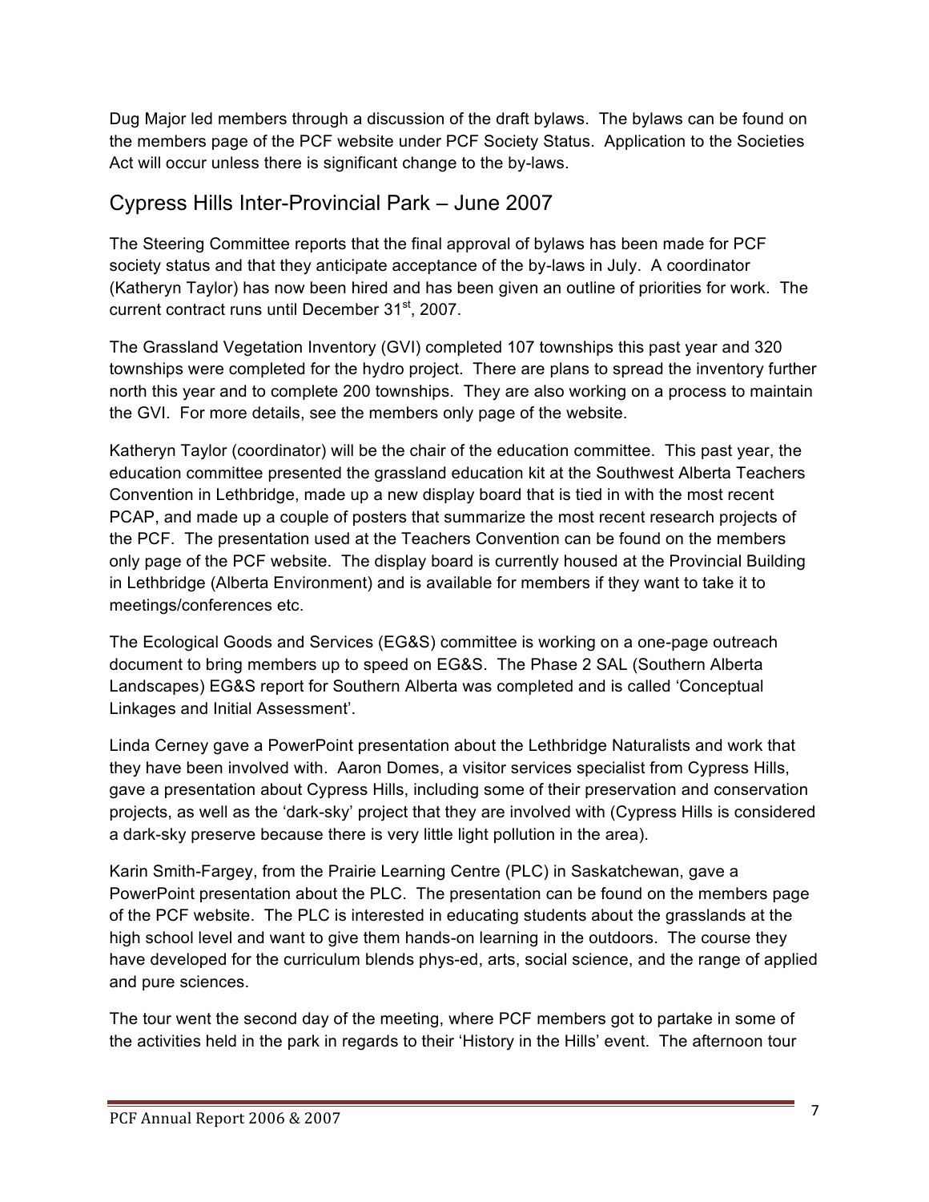Dug Major led members through a discussion of the draft bylaws. The bylaws can be found on the members page of the PCF website under PCF Society Status. Application to the Societies Act will occur unless there is significant change to the by-laws.

## Cypress Hills Inter-Provincial Park – June 2007

The Steering Committee reports that the final approval of bylaws has been made for PCF society status and that they anticipate acceptance of the by-laws in July. A coordinator (Katheryn Taylor) has now been hired and has been given an outline of priorities for work. The current contract runs until December 31st, 2007.

The Grassland Vegetation Inventory (GVI) completed 107 townships this past year and 320 townships were completed for the hydro project. There are plans to spread the inventory further north this year and to complete 200 townships. They are also working on a process to maintain the GVI. For more details, see the members only page of the website.

Katheryn Taylor (coordinator) will be the chair of the education committee. This past year, the education committee presented the grassland education kit at the Southwest Alberta Teachers Convention in Lethbridge, made up a new display board that is tied in with the most recent PCAP, and made up a couple of posters that summarize the most recent research projects of the PCF. The presentation used at the Teachers Convention can be found on the members only page of the PCF website. The display board is currently housed at the Provincial Building in Lethbridge (Alberta Environment) and is available for members if they want to take it to meetings/conferences etc.

The Ecological Goods and Services (EG&S) committee is working on a one-page outreach document to bring members up to speed on EG&S. The Phase 2 SAL (Southern Alberta Landscapes) EG&S report for Southern Alberta was completed and is called 'Conceptual Linkages and Initial Assessment'.

Linda Cerney gave a PowerPoint presentation about the Lethbridge Naturalists and work that they have been involved with. Aaron Domes, a visitor services specialist from Cypress Hills, gave a presentation about Cypress Hills, including some of their preservation and conservation projects, as well as the 'dark-sky' project that they are involved with (Cypress Hills is considered a dark-sky preserve because there is very little light pollution in the area).

Karin Smith-Fargey, from the Prairie Learning Centre (PLC) in Saskatchewan, gave a PowerPoint presentation about the PLC. The presentation can be found on the members page of the PCF website. The PLC is interested in educating students about the grasslands at the high school level and want to give them hands-on learning in the outdoors. The course they have developed for the curriculum blends phys-ed, arts, social science, and the range of applied and pure sciences.

The tour went the second day of the meeting, where PCF members got to partake in some of the activities held in the park in regards to their 'History in the Hills' event. The afternoon tour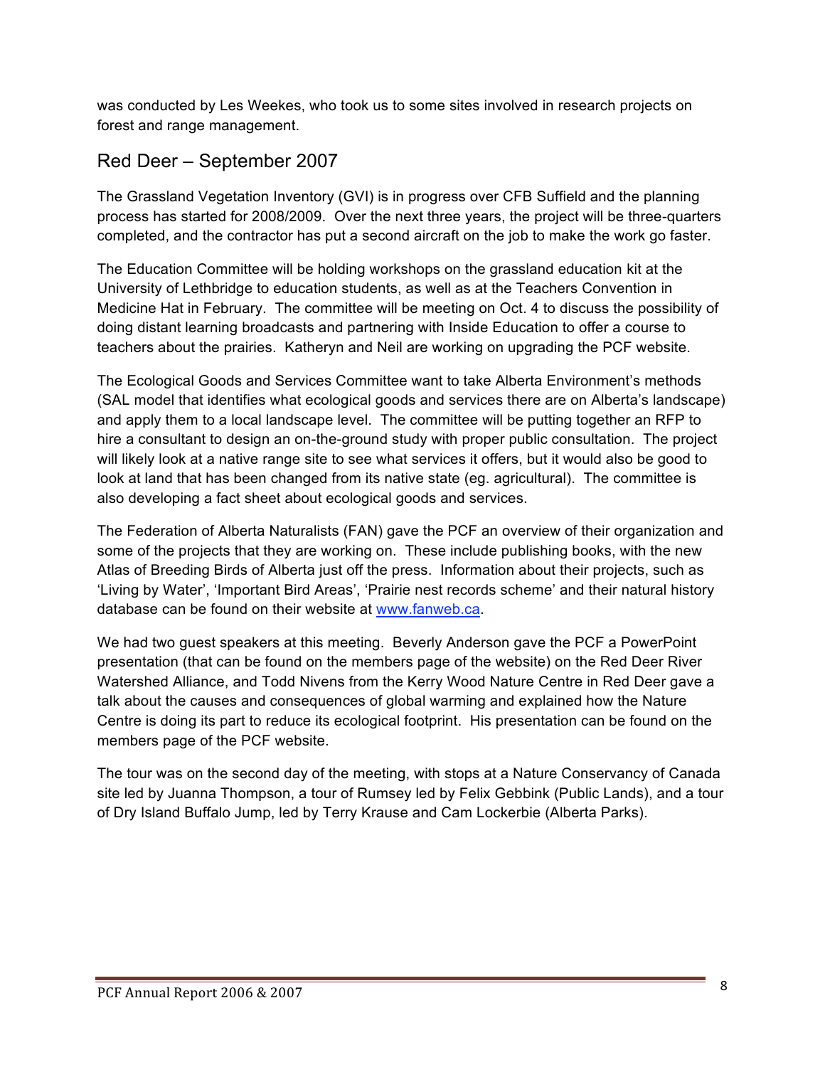was conducted by Les Weekes, who took us to some sites involved in research projects on forest and range management.

## Red Deer – September 2007

The Grassland Vegetation Inventory (GVI) is in progress over CFB Suffield and the planning process has started for 2008/2009. Over the next three years, the project will be three-quarters completed, and the contractor has put a second aircraft on the job to make the work go faster.

The Education Committee will be holding workshops on the grassland education kit at the University of Lethbridge to education students, as well as at the Teachers Convention in Medicine Hat in February. The committee will be meeting on Oct. 4 to discuss the possibility of doing distant learning broadcasts and partnering with Inside Education to offer a course to teachers about the prairies. Katheryn and Neil are working on upgrading the PCF website.

The Ecological Goods and Services Committee want to take Alberta Environment's methods (SAL model that identifies what ecological goods and services there are on Alberta's landscape) and apply them to a local landscape level. The committee will be putting together an RFP to hire a consultant to design an on-the-ground study with proper public consultation. The project will likely look at a native range site to see what services it offers, but it would also be good to look at land that has been changed from its native state (eg. agricultural). The committee is also developing a fact sheet about ecological goods and services.

The Federation of Alberta Naturalists (FAN) gave the PCF an overview of their organization and some of the projects that they are working on. These include publishing books, with the new Atlas of Breeding Birds of Alberta just off the press. Information about their projects, such as 'Living by Water', 'Important Bird Areas', 'Prairie nest records scheme' and their natural history database can be found on their website at www.fanweb.ca.

We had two guest speakers at this meeting. Beverly Anderson gave the PCF a PowerPoint presentation (that can be found on the members page of the website) on the Red Deer River Watershed Alliance, and Todd Nivens from the Kerry Wood Nature Centre in Red Deer gave a talk about the causes and consequences of global warming and explained how the Nature Centre is doing its part to reduce its ecological footprint. His presentation can be found on the members page of the PCF website.

The tour was on the second day of the meeting, with stops at a Nature Conservancy of Canada site led by Juanna Thompson, a tour of Rumsey led by Felix Gebbink (Public Lands), and a tour of Dry Island Buffalo Jump, led by Terry Krause and Cam Lockerbie (Alberta Parks).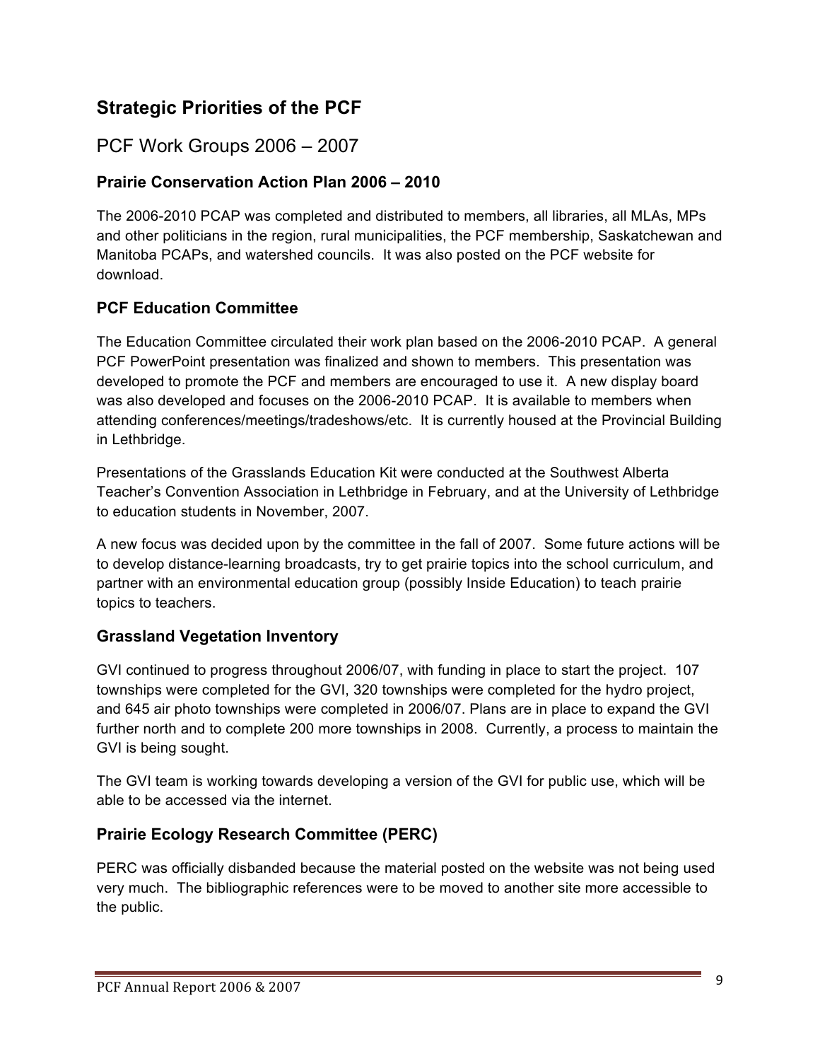## Strategic Priorities of the PCF

# PCF Work Groups 2006 – 2007

### Prairie Conservation Action Plan 2006 – 2010

The 2006-2010 PCAP was completed and distributed to members, all libraries, all MLAs, MPs and other politicians in the region, rural municipalities, the PCF membership, Saskatchewan and Manitoba PCAPs, and watershed councils. It was also posted on the PCF website for download.

### PCF Education Committee

The Education Committee circulated their work plan based on the 2006-2010 PCAP. A general PCF PowerPoint presentation was finalized and shown to members. This presentation was developed to promote the PCF and members are encouraged to use it. A new display board was also developed and focuses on the 2006-2010 PCAP. It is available to members when attending conferences/meetings/tradeshows/etc. It is currently housed at the Provincial Building in Lethbridge.

Presentations of the Grasslands Education Kit were conducted at the Southwest Alberta Teacher's Convention Association in Lethbridge in February, and at the University of Lethbridge to education students in November, 2007.

A new focus was decided upon by the committee in the fall of 2007. Some future actions will be to develop distance-learning broadcasts, try to get prairie topics into the school curriculum, and partner with an environmental education group (possibly Inside Education) to teach prairie topics to teachers.

### Grassland Vegetation Inventory

GVI continued to progress throughout 2006/07, with funding in place to start the project. 107 townships were completed for the GVI, 320 townships were completed for the hydro project, and 645 air photo townships were completed in 2006/07. Plans are in place to expand the GVI further north and to complete 200 more townships in 2008. Currently, a process to maintain the GVI is being sought.

The GVI team is working towards developing a version of the GVI for public use, which will be able to be accessed via the internet.

### Prairie Ecology Research Committee (PERC)

PERC was officially disbanded because the material posted on the website was not being used very much. The bibliographic references were to be moved to another site more accessible to the public.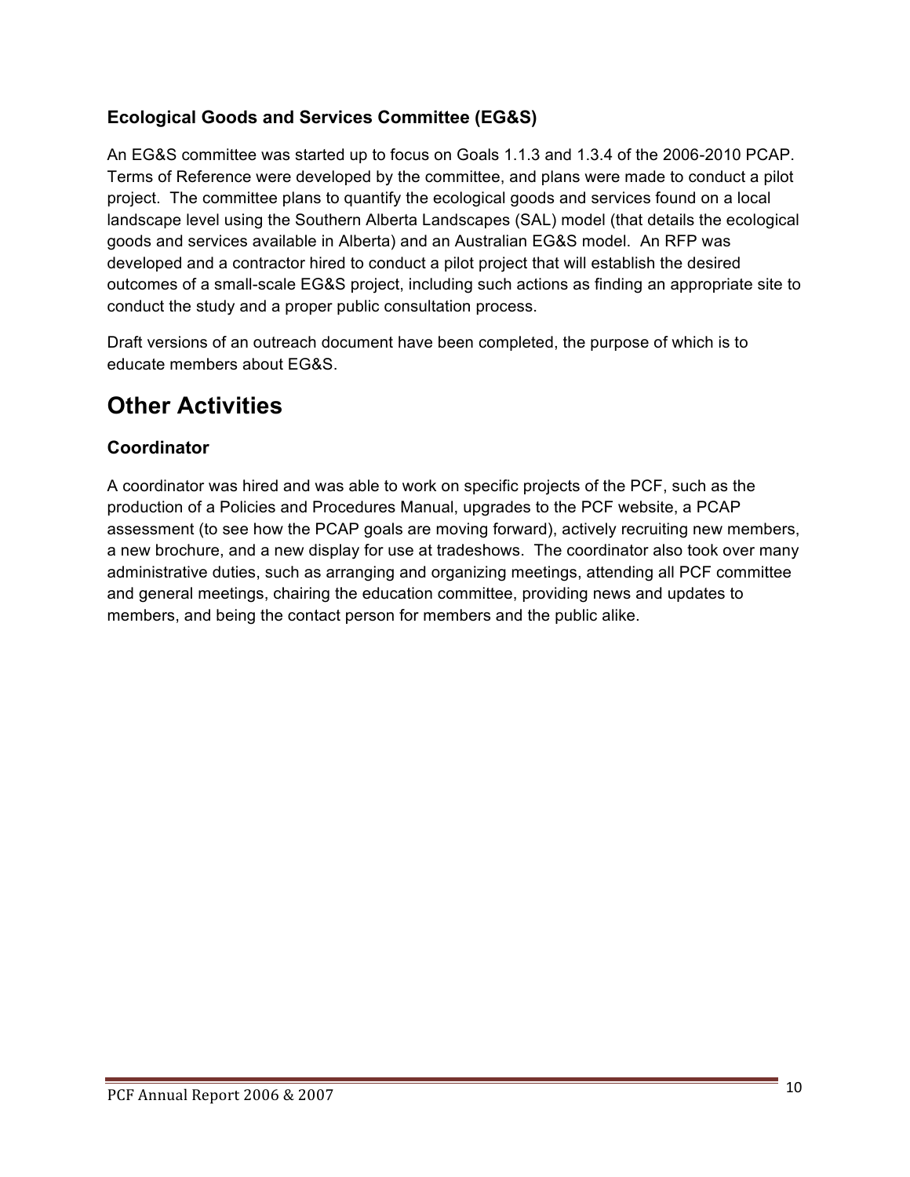### Ecological Goods and Services Committee (EG&S)

An EG&S committee was started up to focus on Goals 1.1.3 and 1.3.4 of the 2006-2010 PCAP. Terms of Reference were developed by the committee, and plans were made to conduct a pilot project. The committee plans to quantify the ecological goods and services found on a local landscape level using the Southern Alberta Landscapes (SAL) model (that details the ecological goods and services available in Alberta) and an Australian EG&S model. An RFP was developed and a contractor hired to conduct a pilot project that will establish the desired outcomes of a small-scale EG&S project, including such actions as finding an appropriate site to conduct the study and a proper public consultation process.

Draft versions of an outreach document have been completed, the purpose of which is to educate members about EG&S.

## Other Activities

### Coordinator

A coordinator was hired and was able to work on specific projects of the PCF, such as the production of a Policies and Procedures Manual, upgrades to the PCF website, a PCAP assessment (to see how the PCAP goals are moving forward), actively recruiting new members, a new brochure, and a new display for use at tradeshows. The coordinator also took over many administrative duties, such as arranging and organizing meetings, attending all PCF committee and general meetings, chairing the education committee, providing news and updates to members, and being the contact person for members and the public alike.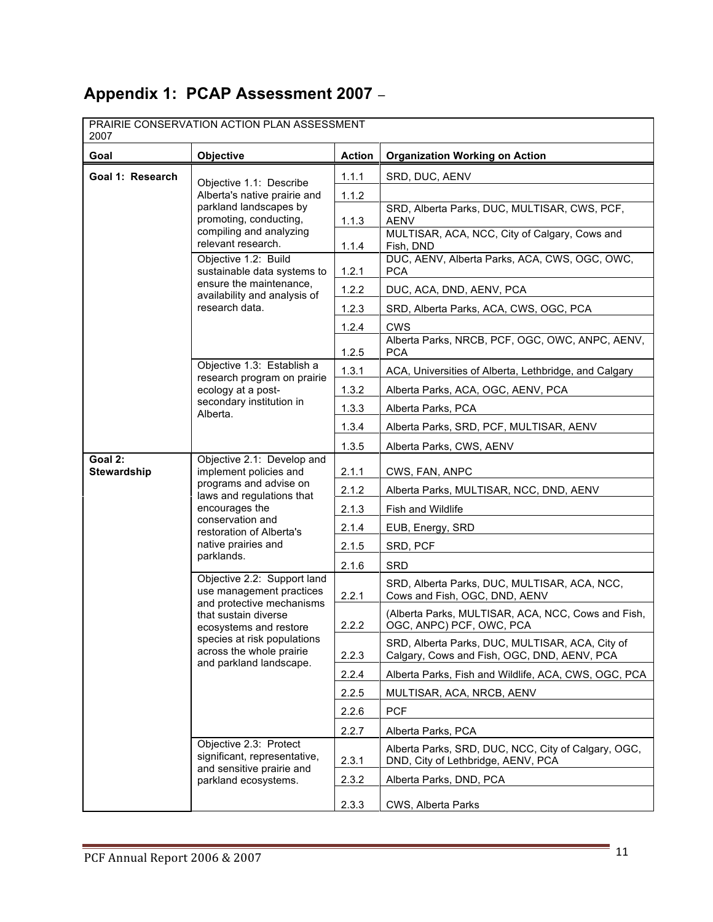# Appendix 1: PCAP Assessment 2007 –

| PRAIRIE CONSERVATION ACTION PLAN ASSESSMENT 2007 | | | |
|---|---|---|---|
| **Goal** | **Objective** | **Action** | **Organization Working on Action** |
| **Goal 1: Research** | Objective 1.1: Describe Alberta's native prairie and parkland landscapes by promoting, conducting, compiling and analyzing relevant research. | 1.1.1 | SRD, DUC, AENV |
| | | 1.1.2 | |
| | | 1.1.3 | SRD, Alberta Parks, DUC, MULTISAR, CWS, PCF, AENV |
| | | 1.1.4 | MULTISAR, ACA, NCC, City of Calgary, Cows and Fish, DND |
| | Objective 1.2: Build sustainable data systems to ensure the maintenance, availability and analysis of research data. | 1.2.1 | DUC, AENV, Alberta Parks, ACA, CWS, OGC, OWC, PCA |
| | | 1.2.2 | DUC, ACA, DND, AENV, PCA |
| | | 1.2.3 | SRD, Alberta Parks, ACA, CWS, OGC, PCA |
| | | 1.2.4 | CWS |
| | | 1.2.5 | Alberta Parks, NRCB, PCF, OGC, OWC, ANPC, AENV, PCA |
| | Objective 1.3: Establish a research program on prairie ecology at a post-secondary institution in Alberta. | 1.3.1 | ACA, Universities of Alberta, Lethbridge, and Calgary |
| | | 1.3.2 | Alberta Parks, ACA, OGC, AENV, PCA |
| | | 1.3.3 | Alberta Parks, PCA |
| | | 1.3.4 | Alberta Parks, SRD, PCF, MULTISAR, AENV |
| | | 1.3.5 | Alberta Parks, CWS, AENV |
| **Goal 2: Stewardship** | Objective 2.1: Develop and implement policies and programs and advise on laws and regulations that encourages the conservation and restoration of Alberta's native prairies and parklands. | 2.1.1 | CWS, FAN, ANPC |
| | | 2.1.2 | Alberta Parks, MULTISAR, NCC, DND, AENV |
| | | 2.1.3 | Fish and Wildlife |
| | | 2.1.4 | EUB, Energy, SRD |
| | | 2.1.5 | SRD, PCF |
| | | 2.1.6 | SRD |
| | Objective 2.2: Support land use management practices and protective mechanisms that sustain diverse ecosystems and restore species at risk populations across the whole prairie and parkland landscape. | 2.2.1 | SRD, Alberta Parks, DUC, MULTISAR, ACA, NCC, Cows and Fish, OGC, DND, AENV |
| | | 2.2.2 | (Alberta Parks, MULTISAR, ACA, NCC, Cows and Fish, OGC, ANPC) PCF, OWC, PCA |
| | | 2.2.3 | SRD, Alberta Parks, DUC, MULTISAR, ACA, City of Calgary, Cows and Fish, OGC, DND, AENV, PCA |
| | | 2.2.4 | Alberta Parks, Fish and Wildlife, ACA, CWS, OGC, PCA |
| | | 2.2.5 | MULTISAR, ACA, NRCB, AENV |
| | | 2.2.6 | PCF |
| | | 2.2.7 | Alberta Parks, PCA |
| | Objective 2.3: Protect significant, representative, and sensitive prairie and parkland ecosystems. | 2.3.1 | Alberta Parks, SRD, DUC, NCC, City of Calgary, OGC, DND, City of Lethbridge, AENV, PCA |
| | | 2.3.2 | Alberta Parks, DND, PCA |
| | | 2.3.3 | CWS, Alberta Parks |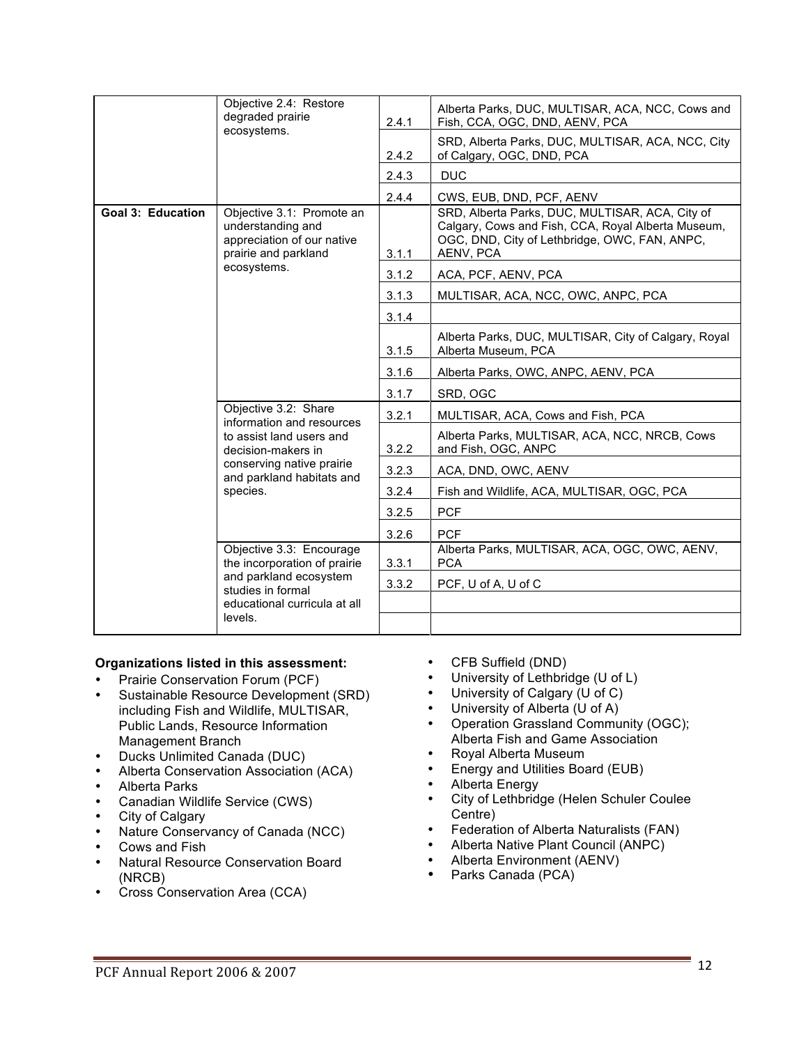| | | | |
|---|---|---|---|
| | Objective 2.4: Restore degraded prairie ecosystems. | 2.4.1 | Alberta Parks, DUC, MULTISAR, ACA, NCC, Cows and Fish, CCA, OGC, DND, AENV, PCA |
| | | 2.4.2 | SRD, Alberta Parks, DUC, MULTISAR, ACA, NCC, City of Calgary, OGC, DND, PCA |
| | | 2.4.3 | DUC |
| | | 2.4.4 | CWS, EUB, DND, PCF, AENV |
| **Goal 3: Education** | Objective 3.1: Promote an understanding and appreciation of our native prairie and parkland ecosystems. | 3.1.1 | SRD, Alberta Parks, DUC, MULTISAR, ACA, City of Calgary, Cows and Fish, CCA, Royal Alberta Museum, OGC, DND, City of Lethbridge, OWC, FAN, ANPC, AENV, PCA |
| | | 3.1.2 | ACA, PCF, AENV, PCA |
| | | 3.1.3 | MULTISAR, ACA, NCC, OWC, ANPC, PCA |
| | | 3.1.4 | |
| | | 3.1.5 | Alberta Parks, DUC, MULTISAR, City of Calgary, Royal Alberta Museum, PCA |
| | | 3.1.6 | Alberta Parks, OWC, ANPC, AENV, PCA |
| | | 3.1.7 | SRD, OGC |
| | Objective 3.2: Share information and resources to assist land users and decision-makers in conserving native prairie and parkland habitats and species. | 3.2.1 | MULTISAR, ACA, Cows and Fish, PCA |
| | | 3.2.2 | Alberta Parks, MULTISAR, ACA, NCC, NRCB, Cows and Fish, OGC, ANPC |
| | | 3.2.3 | ACA, DND, OWC, AENV |
| | | 3.2.4 | Fish and Wildlife, ACA, MULTISAR, OGC, PCA |
| | | 3.2.5 | PCF |
| | | 3.2.6 | PCF |
| | Objective 3.3: Encourage the incorporation of prairie and parkland ecosystem studies in formal educational curricula at all levels. | 3.3.1 | Alberta Parks, MULTISAR, ACA, OGC, OWC, AENV, PCA |
| | | 3.3.2 | PCF, U of A, U of C |
| | | | |
| | | | |

**Organizations listed in this assessment:**

- Prairie Conservation Forum (PCF)
- Sustainable Resource Development (SRD) including Fish and Wildlife, MULTISAR, Public Lands, Resource Information Management Branch
- Ducks Unlimited Canada (DUC)
- Alberta Conservation Association (ACA)
- Alberta Parks
- Canadian Wildlife Service (CWS)
- City of Calgary
- Nature Conservancy of Canada (NCC)
- Cows and Fish
- Natural Resource Conservation Board (NRCB)
- Cross Conservation Area (CCA)
- CFB Suffield (DND)
- University of Lethbridge (U of L)
- University of Calgary (U of C)
- University of Alberta (U of A)
- Operation Grassland Community (OGC); Alberta Fish and Game Association
- Royal Alberta Museum
- Energy and Utilities Board (EUB)
- Alberta Energy
- City of Lethbridge (Helen Schuler Coulee Centre)
- Federation of Alberta Naturalists (FAN)
- Alberta Native Plant Council (ANPC)
- Alberta Environment (AENV)
- Parks Canada (PCA)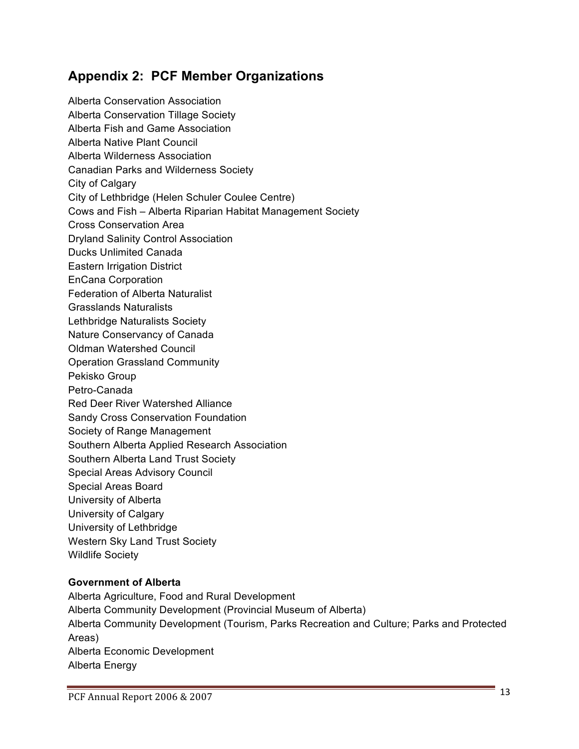## Appendix 2: PCF Member Organizations

Alberta Conservation Association
Alberta Conservation Tillage Society
Alberta Fish and Game Association
Alberta Native Plant Council
Alberta Wilderness Association
Canadian Parks and Wilderness Society
City of Calgary
City of Lethbridge (Helen Schuler Coulee Centre)
Cows and Fish – Alberta Riparian Habitat Management Society
Cross Conservation Area
Dryland Salinity Control Association
Ducks Unlimited Canada
Eastern Irrigation District
EnCana Corporation
Federation of Alberta Naturalist
Grasslands Naturalists
Lethbridge Naturalists Society
Nature Conservancy of Canada
Oldman Watershed Council
Operation Grassland Community
Pekisko Group
Petro-Canada
Red Deer River Watershed Alliance
Sandy Cross Conservation Foundation
Society of Range Management
Southern Alberta Applied Research Association
Southern Alberta Land Trust Society
Special Areas Advisory Council
Special Areas Board
University of Alberta
University of Calgary
University of Lethbridge
Western Sky Land Trust Society
Wildlife Society

**Government of Alberta**

Alberta Agriculture, Food and Rural Development
Alberta Community Development (Provincial Museum of Alberta)
Alberta Community Development (Tourism, Parks Recreation and Culture; Parks and Protected Areas)
Alberta Economic Development
Alberta Energy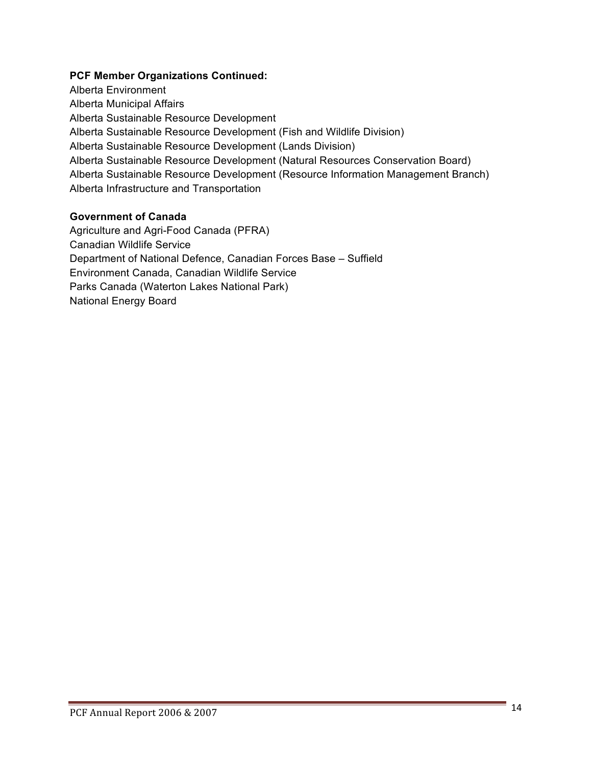**PCF Member Organizations Continued:**

Alberta Environment
Alberta Municipal Affairs
Alberta Sustainable Resource Development
Alberta Sustainable Resource Development (Fish and Wildlife Division)
Alberta Sustainable Resource Development (Lands Division)
Alberta Sustainable Resource Development (Natural Resources Conservation Board)
Alberta Sustainable Resource Development (Resource Information Management Branch)
Alberta Infrastructure and Transportation

**Government of Canada**

Agriculture and Agri-Food Canada (PFRA)
Canadian Wildlife Service
Department of National Defence, Canadian Forces Base – Suffield
Environment Canada, Canadian Wildlife Service
Parks Canada (Waterton Lakes National Park)
National Energy Board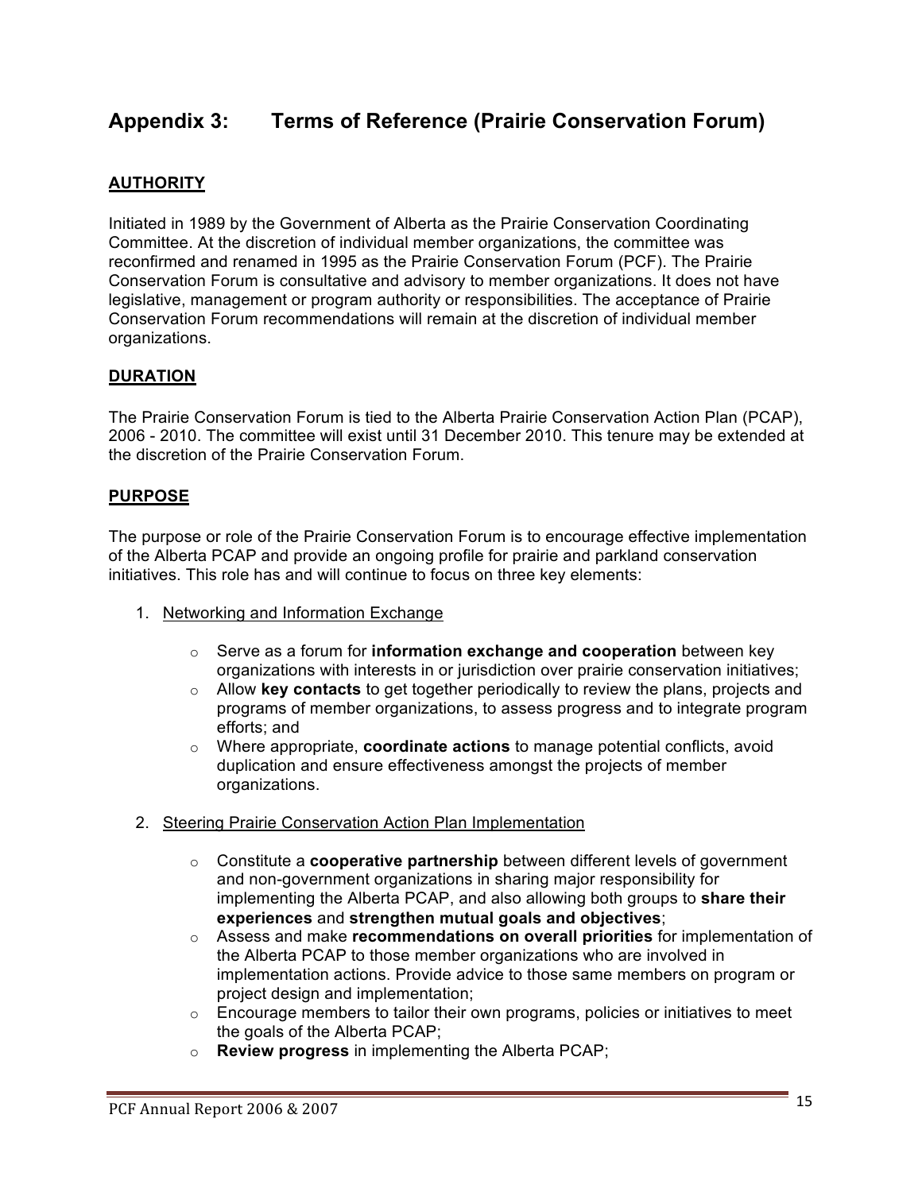# Appendix 3: Terms of Reference (Prairie Conservation Forum)

## AUTHORITY

Initiated in 1989 by the Government of Alberta as the Prairie Conservation Coordinating Committee. At the discretion of individual member organizations, the committee was reconfirmed and renamed in 1995 as the Prairie Conservation Forum (PCF). The Prairie Conservation Forum is consultative and advisory to member organizations. It does not have legislative, management or program authority or responsibilities. The acceptance of Prairie Conservation Forum recommendations will remain at the discretion of individual member organizations.

## DURATION

The Prairie Conservation Forum is tied to the Alberta Prairie Conservation Action Plan (PCAP), 2006 - 2010. The committee will exist until 31 December 2010. This tenure may be extended at the discretion of the Prairie Conservation Forum.

## PURPOSE

The purpose or role of the Prairie Conservation Forum is to encourage effective implementation of the Alberta PCAP and provide an ongoing profile for prairie and parkland conservation initiatives. This role has and will continue to focus on three key elements:

1. Networking and Information Exchange
   - Serve as a forum for **information exchange and cooperation** between key organizations with interests in or jurisdiction over prairie conservation initiatives;
   - Allow **key contacts** to get together periodically to review the plans, projects and programs of member organizations, to assess progress and to integrate program efforts; and
   - Where appropriate, **coordinate actions** to manage potential conflicts, avoid duplication and ensure effectiveness amongst the projects of member organizations.
2. Steering Prairie Conservation Action Plan Implementation
   - Constitute a **cooperative partnership** between different levels of government and non-government organizations in sharing major responsibility for implementing the Alberta PCAP, and also allowing both groups to **share their experiences** and **strengthen mutual goals and objectives**;
   - Assess and make **recommendations on overall priorities** for implementation of the Alberta PCAP to those member organizations who are involved in implementation actions. Provide advice to those same members on program or project design and implementation;
   - Encourage members to tailor their own programs, policies or initiatives to meet the goals of the Alberta PCAP;
   - **Review progress** in implementing the Alberta PCAP;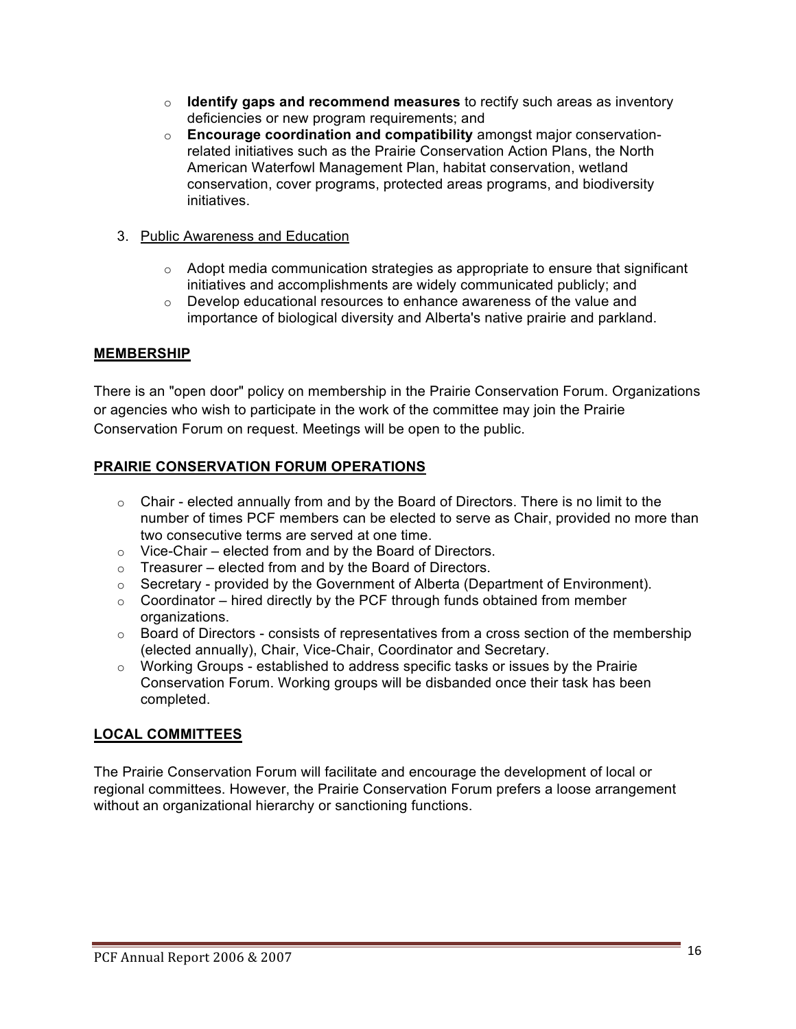- **Identify gaps and recommend measures** to rectify such areas as inventory deficiencies or new program requirements; and
- **Encourage coordination and compatibility** amongst major conservation-related initiatives such as the Prairie Conservation Action Plans, the North American Waterfowl Management Plan, habitat conservation, wetland conservation, cover programs, protected areas programs, and biodiversity initiatives.

3. Public Awareness and Education

   - Adopt media communication strategies as appropriate to ensure that significant initiatives and accomplishments are widely communicated publicly; and
   - Develop educational resources to enhance awareness of the value and importance of biological diversity and Alberta's native prairie and parkland.

## MEMBERSHIP

There is an "open door" policy on membership in the Prairie Conservation Forum. Organizations or agencies who wish to participate in the work of the committee may join the Prairie Conservation Forum on request. Meetings will be open to the public.

## PRAIRIE CONSERVATION FORUM OPERATIONS

- Chair - elected annually from and by the Board of Directors. There is no limit to the number of times PCF members can be elected to serve as Chair, provided no more than two consecutive terms are served at one time.
- Vice-Chair – elected from and by the Board of Directors.
- Treasurer – elected from and by the Board of Directors.
- Secretary - provided by the Government of Alberta (Department of Environment).
- Coordinator – hired directly by the PCF through funds obtained from member organizations.
- Board of Directors - consists of representatives from a cross section of the membership (elected annually), Chair, Vice-Chair, Coordinator and Secretary.
- Working Groups - established to address specific tasks or issues by the Prairie Conservation Forum. Working groups will be disbanded once their task has been completed.

## LOCAL COMMITTEES

The Prairie Conservation Forum will facilitate and encourage the development of local or regional committees. However, the Prairie Conservation Forum prefers a loose arrangement without an organizational hierarchy or sanctioning functions.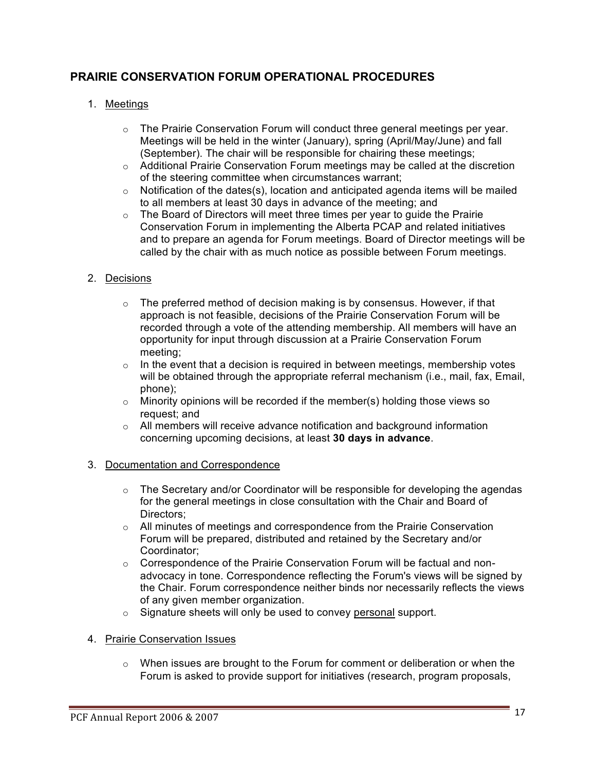## PRAIRIE CONSERVATION FORUM OPERATIONAL PROCEDURES

1. Meetings

   - The Prairie Conservation Forum will conduct three general meetings per year. Meetings will be held in the winter (January), spring (April/May/June) and fall (September). The chair will be responsible for chairing these meetings;
   - Additional Prairie Conservation Forum meetings may be called at the discretion of the steering committee when circumstances warrant;
   - Notification of the dates(s), location and anticipated agenda items will be mailed to all members at least 30 days in advance of the meeting; and
   - The Board of Directors will meet three times per year to guide the Prairie Conservation Forum in implementing the Alberta PCAP and related initiatives and to prepare an agenda for Forum meetings. Board of Director meetings will be called by the chair with as much notice as possible between Forum meetings.

2. Decisions

   - The preferred method of decision making is by consensus. However, if that approach is not feasible, decisions of the Prairie Conservation Forum will be recorded through a vote of the attending membership. All members will have an opportunity for input through discussion at a Prairie Conservation Forum meeting;
   - In the event that a decision is required in between meetings, membership votes will be obtained through the appropriate referral mechanism (i.e., mail, fax, Email, phone);
   - Minority opinions will be recorded if the member(s) holding those views so request; and
   - All members will receive advance notification and background information concerning upcoming decisions, at least **30 days in advance**.

3. Documentation and Correspondence

   - The Secretary and/or Coordinator will be responsible for developing the agendas for the general meetings in close consultation with the Chair and Board of Directors;
   - All minutes of meetings and correspondence from the Prairie Conservation Forum will be prepared, distributed and retained by the Secretary and/or Coordinator;
   - Correspondence of the Prairie Conservation Forum will be factual and non-advocacy in tone. Correspondence reflecting the Forum's views will be signed by the Chair. Forum correspondence neither binds nor necessarily reflects the views of any given member organization.
   - Signature sheets will only be used to convey personal support.

4. Prairie Conservation Issues

   - When issues are brought to the Forum for comment or deliberation or when the Forum is asked to provide support for initiatives (research, program proposals,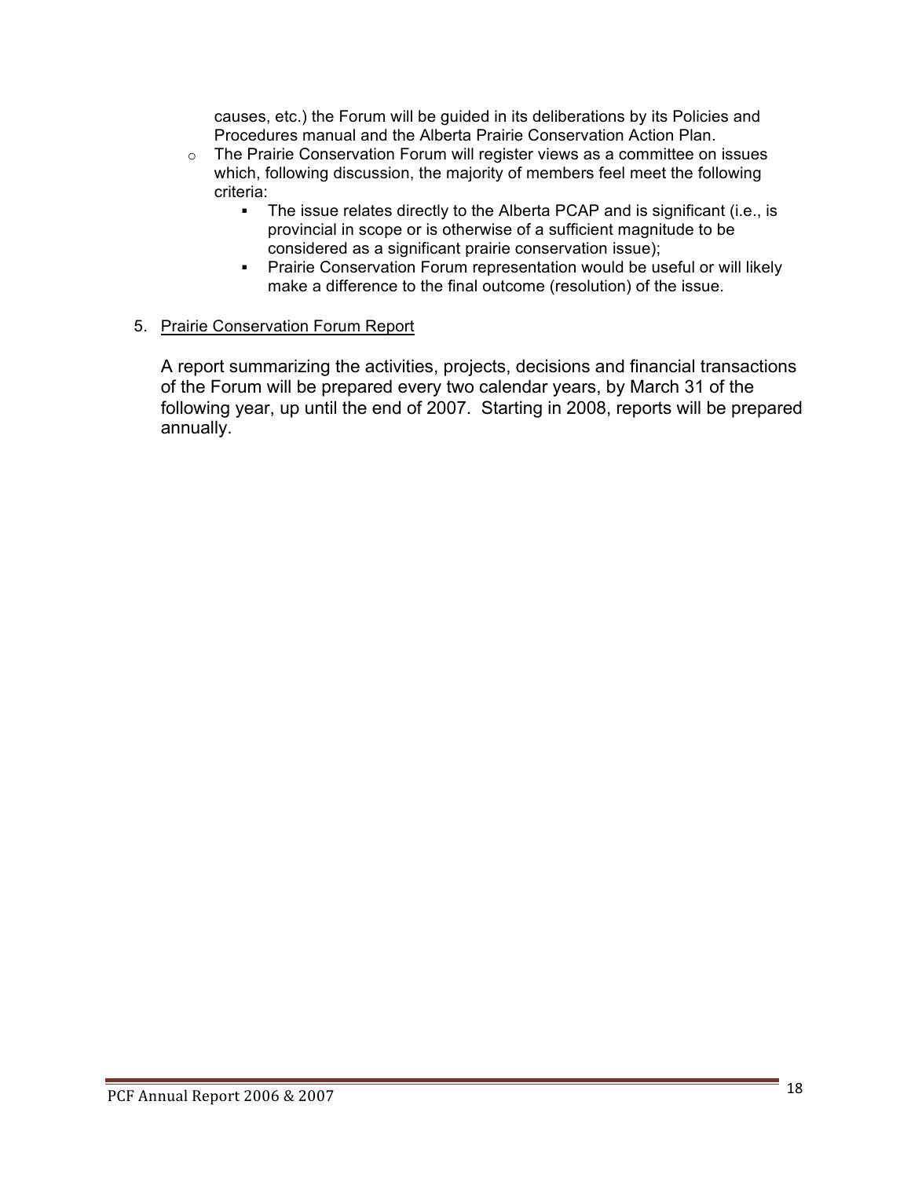causes, etc.) the Forum will be guided in its deliberations by its Policies and Procedures manual and the Alberta Prairie Conservation Action Plan.

- The Prairie Conservation Forum will register views as a committee on issues which, following discussion, the majority of members feel meet the following criteria:
  - The issue relates directly to the Alberta PCAP and is significant (i.e., is provincial in scope or is otherwise of a sufficient magnitude to be considered as a significant prairie conservation issue);
  - Prairie Conservation Forum representation would be useful or will likely make a difference to the final outcome (resolution) of the issue.

5. Prairie Conservation Forum Report

A report summarizing the activities, projects, decisions and financial transactions of the Forum will be prepared every two calendar years, by March 31 of the following year, up until the end of 2007. Starting in 2008, reports will be prepared annually.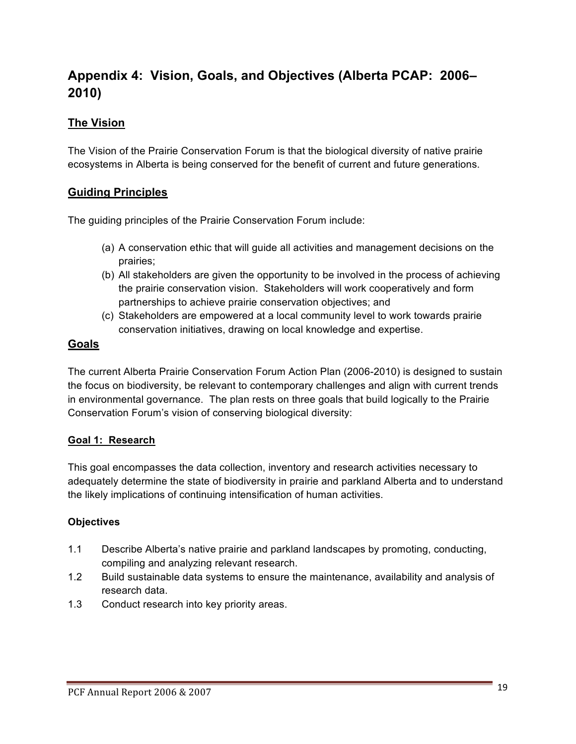# Appendix 4: Vision, Goals, and Objectives (Alberta PCAP: 2006–2010)

## The Vision

The Vision of the Prairie Conservation Forum is that the biological diversity of native prairie ecosystems in Alberta is being conserved for the benefit of current and future generations.

## Guiding Principles

The guiding principles of the Prairie Conservation Forum include:

(a) A conservation ethic that will guide all activities and management decisions on the prairies;

(b) All stakeholders are given the opportunity to be involved in the process of achieving the prairie conservation vision. Stakeholders will work cooperatively and form partnerships to achieve prairie conservation objectives; and

(c) Stakeholders are empowered at a local community level to work towards prairie conservation initiatives, drawing on local knowledge and expertise.

## Goals

The current Alberta Prairie Conservation Forum Action Plan (2006-2010) is designed to sustain the focus on biodiversity, be relevant to contemporary challenges and align with current trends in environmental governance. The plan rests on three goals that build logically to the Prairie Conservation Forum's vision of conserving biological diversity:

### Goal 1: Research

This goal encompasses the data collection, inventory and research activities necessary to adequately determine the state of biodiversity in prairie and parkland Alberta and to understand the likely implications of continuing intensification of human activities.

#### Objectives

1.1 Describe Alberta's native prairie and parkland landscapes by promoting, conducting, compiling and analyzing relevant research.

1.2 Build sustainable data systems to ensure the maintenance, availability and analysis of research data.

1.3 Conduct research into key priority areas.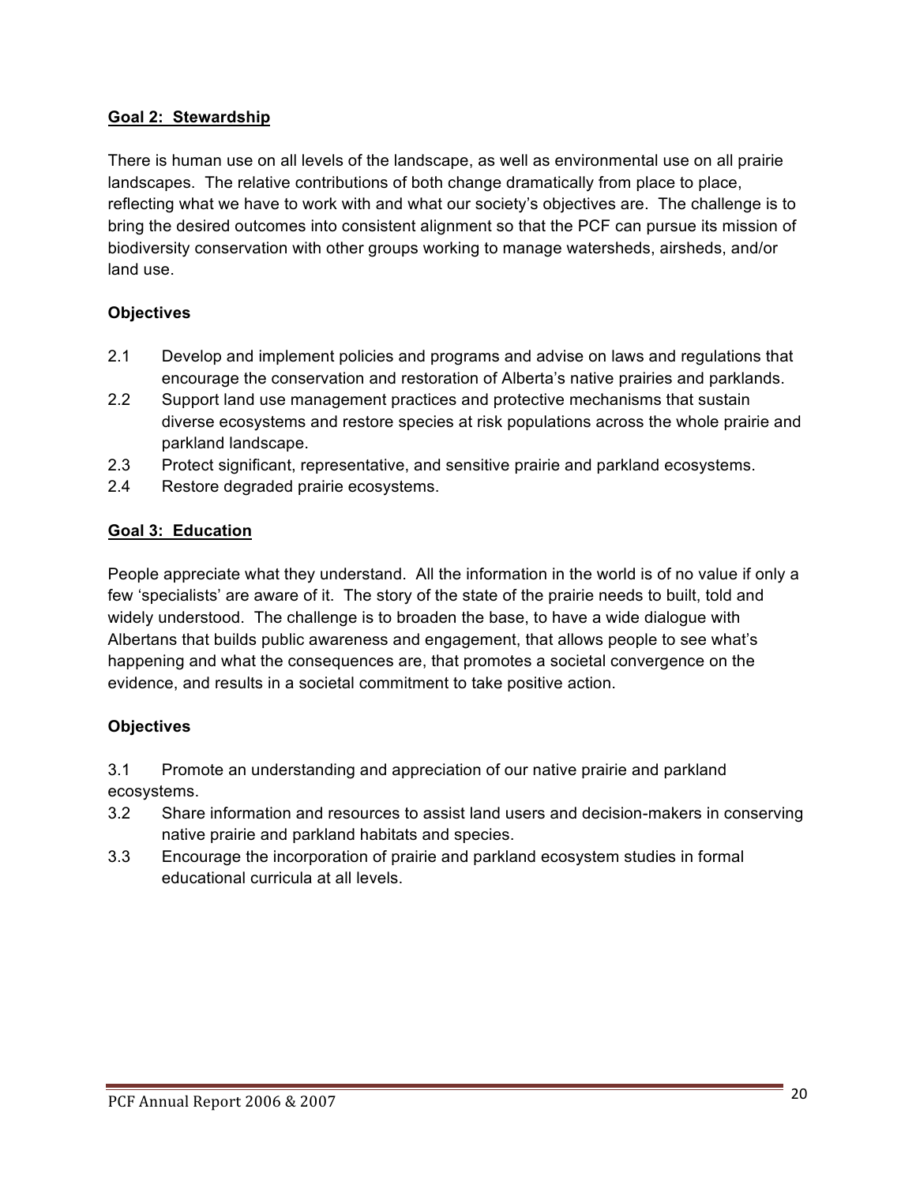**Goal 2: Stewardship**

There is human use on all levels of the landscape, as well as environmental use on all prairie landscapes. The relative contributions of both change dramatically from place to place, reflecting what we have to work with and what our society's objectives are. The challenge is to bring the desired outcomes into consistent alignment so that the PCF can pursue its mission of biodiversity conservation with other groups working to manage watersheds, airsheds, and/or land use.

**Objectives**

2.1 Develop and implement policies and programs and advise on laws and regulations that encourage the conservation and restoration of Alberta's native prairies and parklands.
2.2 Support land use management practices and protective mechanisms that sustain diverse ecosystems and restore species at risk populations across the whole prairie and parkland landscape.
2.3 Protect significant, representative, and sensitive prairie and parkland ecosystems.
2.4 Restore degraded prairie ecosystems.

**Goal 3: Education**

People appreciate what they understand. All the information in the world is of no value if only a few 'specialists' are aware of it. The story of the state of the prairie needs to built, told and widely understood. The challenge is to broaden the base, to have a wide dialogue with Albertans that builds public awareness and engagement, that allows people to see what's happening and what the consequences are, that promotes a societal convergence on the evidence, and results in a societal commitment to take positive action.

**Objectives**

3.1 Promote an understanding and appreciation of our native prairie and parkland ecosystems.
3.2 Share information and resources to assist land users and decision-makers in conserving native prairie and parkland habitats and species.
3.3 Encourage the incorporation of prairie and parkland ecosystem studies in formal educational curricula at all levels.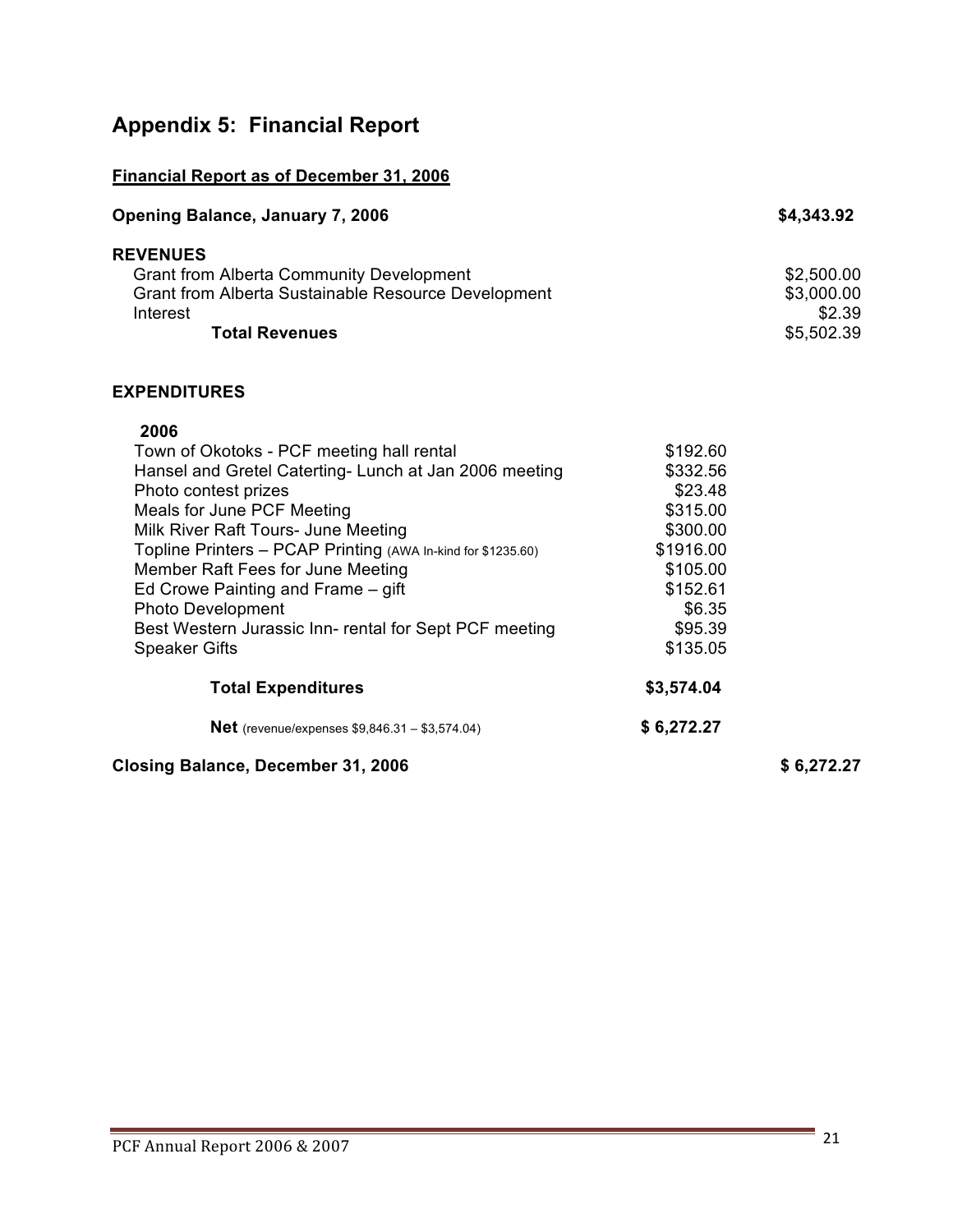# Appendix 5: Financial Report

**Financial Report as of December 31, 2006**

| | | |
|---|---|---|
| **Opening Balance, January 7, 2006** | | **$4,343.92** |
| **REVENUES** | | |
| Grant from Alberta Community Development | | $2,500.00 |
| Grant from Alberta Sustainable Resource Development | | $3,000.00 |
| Interest | | $2.39 |
| **Total Revenues** | | $5,502.39 |
| **EXPENDITURES** | | |
| **2006** | | |
| Town of Okotoks - PCF meeting hall rental | $192.60 | |
| Hansel and Gretel Caterting- Lunch at Jan 2006 meeting | $332.56 | |
| Photo contest prizes | $23.48 | |
| Meals for June PCF Meeting | $315.00 | |
| Milk River Raft Tours- June Meeting | $300.00 | |
| Topline Printers – PCAP Printing (AWA In-kind for $1235.60) | $1916.00 | |
| Member Raft Fees for June Meeting | $105.00 | |
| Ed Crowe Painting and Frame – gift | $152.61 | |
| Photo Development | $6.35 | |
| Best Western Jurassic Inn- rental for Sept PCF meeting | $95.39 | |
| Speaker Gifts | $135.05 | |
| **Total Expenditures** | **$3,574.04** | |
| **Net** (revenue/expenses $9,846.31 – $3,574.04) | **$ 6,272.27** | |
| **Closing Balance, December 31, 2006** | | **$ 6,272.27** |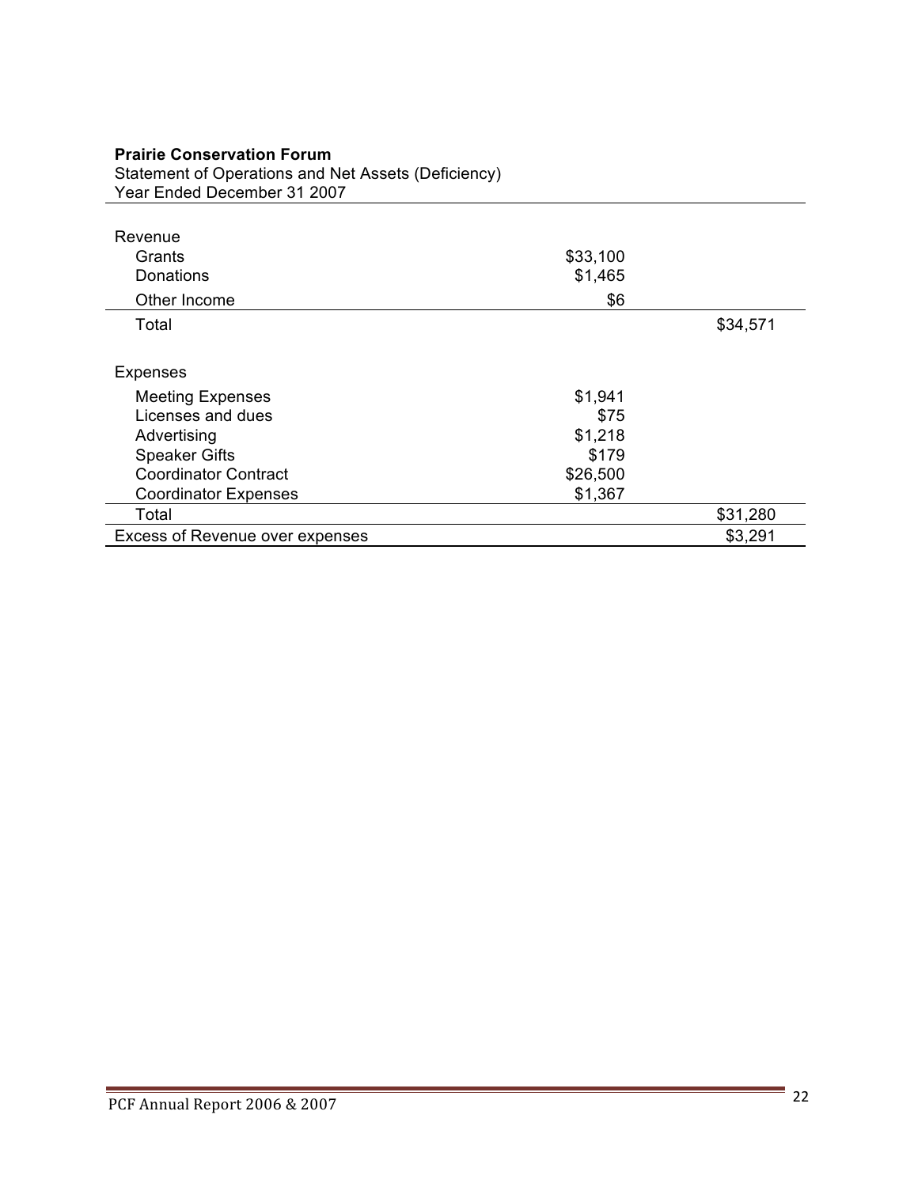**Prairie Conservation Forum**
Statement of Operations and Net Assets (Deficiency)
Year Ended December 31 2007

| | | |
|---|---|---|
| **Revenue** | | |
| Grants | $33,100 | |
| Donations | $1,465 | |
| Other Income | $6 | |
| Total | | $34,571 |
| **Expenses** | | |
| Meeting Expenses | $1,941 | |
| Licenses and dues | $75 | |
| Advertising | $1,218 | |
| Speaker Gifts | $179 | |
| Coordinator Contract | $26,500 | |
| Coordinator Expenses | $1,367 | |
| Total | | $31,280 |
| Excess of Revenue over expenses | | $3,291 |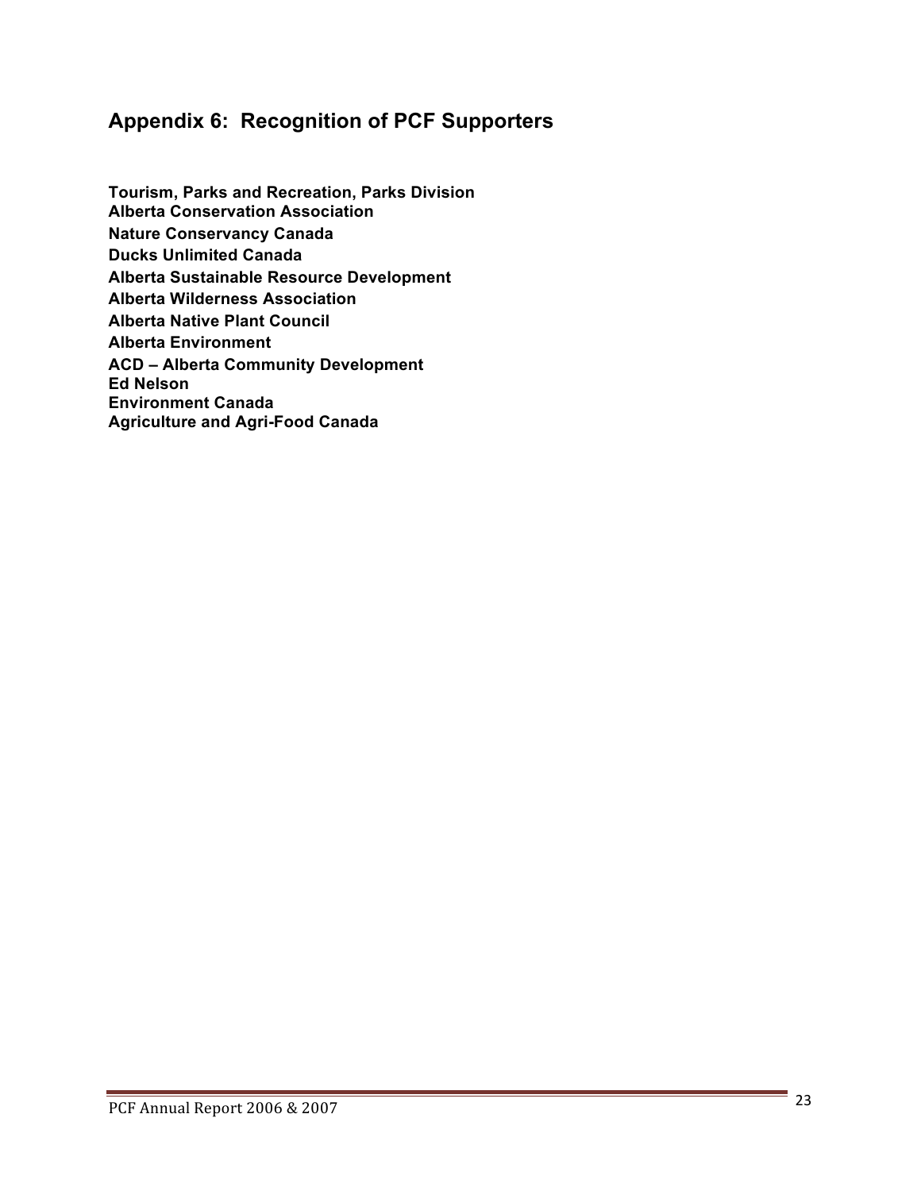## Appendix 6: Recognition of PCF Supporters

**Tourism, Parks and Recreation, Parks Division**
**Alberta Conservation Association**
**Nature Conservancy Canada**
**Ducks Unlimited Canada**
**Alberta Sustainable Resource Development**
**Alberta Wilderness Association**
**Alberta Native Plant Council**
**Alberta Environment**
**ACD – Alberta Community Development**
**Ed Nelson**
**Environment Canada**
**Agriculture and Agri-Food Canada**